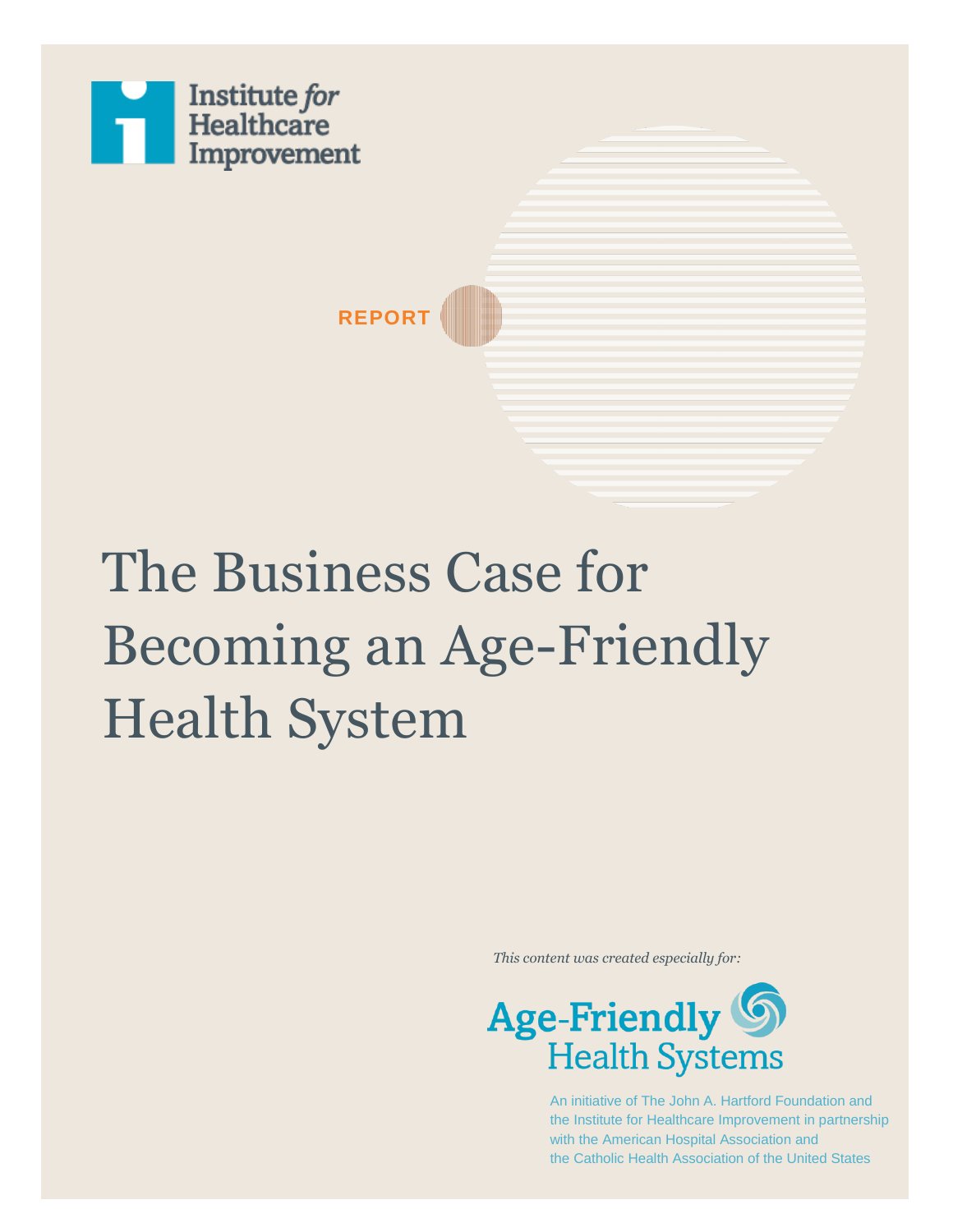Institute *for* Healthcare Improvement

REPORT

# The Business Case for Becoming an Age-Friendly Health System

*This content was created especially for:*

Age-Friendly Health Systems

An initiative of The John A. Hartford Foundation and the Institute for Healthcare Improvement in partnership with the American Hospital Association and the Catholic Health Association of the United States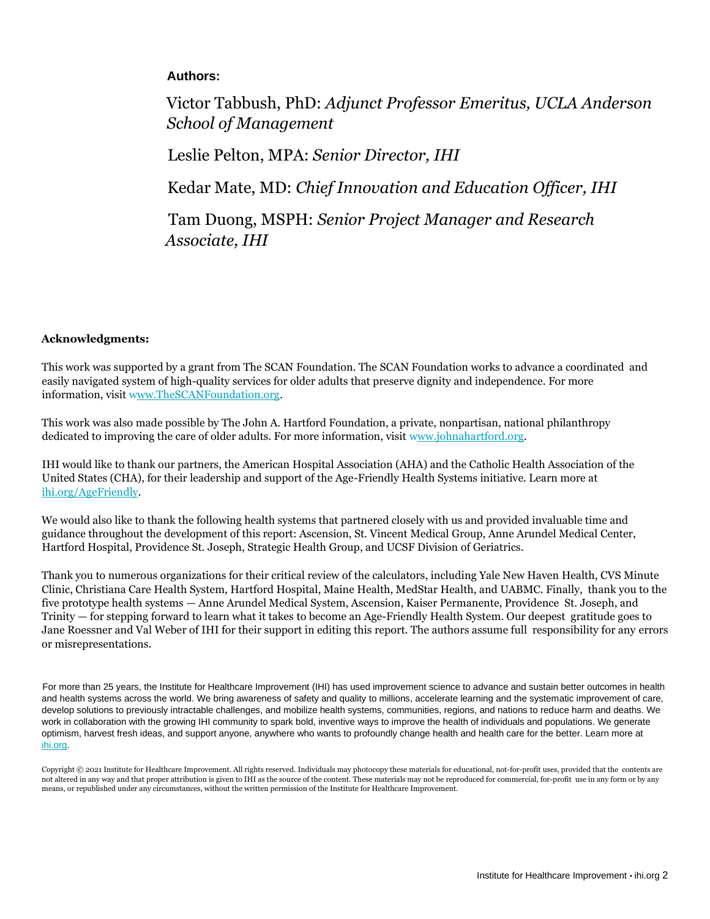**Authors:**

Victor Tabbush, PhD: *Adjunct Professor Emeritus, UCLA Anderson School of Management*

Leslie Pelton, MPA: *Senior Director, IHI*

Kedar Mate, MD: *Chief Innovation and Education Officer, IHI*

Tam Duong, MSPH: *Senior Project Manager and Research Associate, IHI*

**Acknowledgments:**

This work was supported by a grant from The SCAN Foundation. The SCAN Foundation works to advance a coordinated and easily navigated system of high-quality services for older adults that preserve dignity and independence. For more information, visit www.TheSCANFoundation.org.

This work was also made possible by The John A. Hartford Foundation, a private, nonpartisan, national philanthropy dedicated to improving the care of older adults. For more information, visit www.johnahartford.org.

IHI would like to thank our partners, the American Hospital Association (AHA) and the Catholic Health Association of the United States (CHA), for their leadership and support of the Age-Friendly Health Systems initiative. Learn more at ihi.org/AgeFriendly.

We would also like to thank the following health systems that partnered closely with us and provided invaluable time and guidance throughout the development of this report: Ascension, St. Vincent Medical Group, Anne Arundel Medical Center, Hartford Hospital, Providence St. Joseph, Strategic Health Group, and UCSF Division of Geriatrics.

Thank you to numerous organizations for their critical review of the calculators, including Yale New Haven Health, CVS Minute Clinic, Christiana Care Health System, Hartford Hospital, Maine Health, MedStar Health, and UABMC. Finally, thank you to the five prototype health systems — Anne Arundel Medical System, Ascension, Kaiser Permanente, Providence St. Joseph, and Trinity — for stepping forward to learn what it takes to become an Age-Friendly Health System. Our deepest gratitude goes to Jane Roessner and Val Weber of IHI for their support in editing this report. The authors assume full responsibility for any errors or misrepresentations.

For more than 25 years, the Institute for Healthcare Improvement (IHI) has used improvement science to advance and sustain better outcomes in health and health systems across the world. We bring awareness of safety and quality to millions, accelerate learning and the systematic improvement of care, develop solutions to previously intractable challenges, and mobilize health systems, communities, regions, and nations to reduce harm and deaths. We work in collaboration with the growing IHI community to spark bold, inventive ways to improve the health of individuals and populations. We generate optimism, harvest fresh ideas, and support anyone, anywhere who wants to profoundly change health and health care for the better. Learn more at ihi.org.

Copyright © 2021 Institute for Healthcare Improvement. All rights reserved. Individuals may photocopy these materials for educational, not-for-profit uses, provided that the contents are not altered in any way and that proper attribution is given to IHI as the source of the content. These materials may not be reproduced for commercial, for-profit use in any form or by any means, or republished under any circumstances, without the written permission of the Institute for Healthcare Improvement.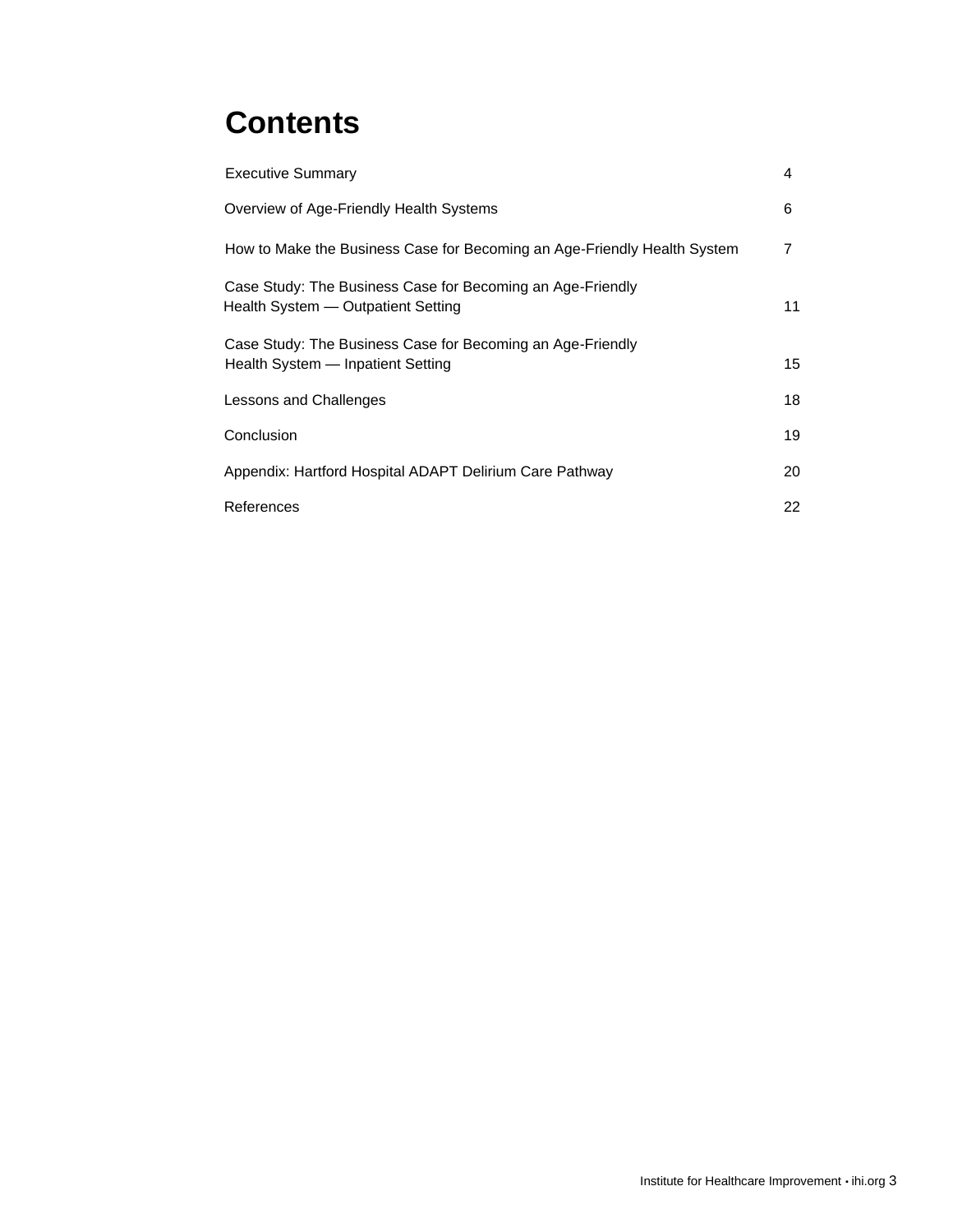# Contents

| | |
|---|---|
| Executive Summary | 4 |
| Overview of Age-Friendly Health Systems | 6 |
| How to Make the Business Case for Becoming an Age-Friendly Health System | 7 |
| Case Study: The Business Case for Becoming an Age-Friendly Health System — Outpatient Setting | 11 |
| Case Study: The Business Case for Becoming an Age-Friendly Health System — Inpatient Setting | 15 |
| Lessons and Challenges | 18 |
| Conclusion | 19 |
| Appendix: Hartford Hospital ADAPT Delirium Care Pathway | 20 |
| References | 22 |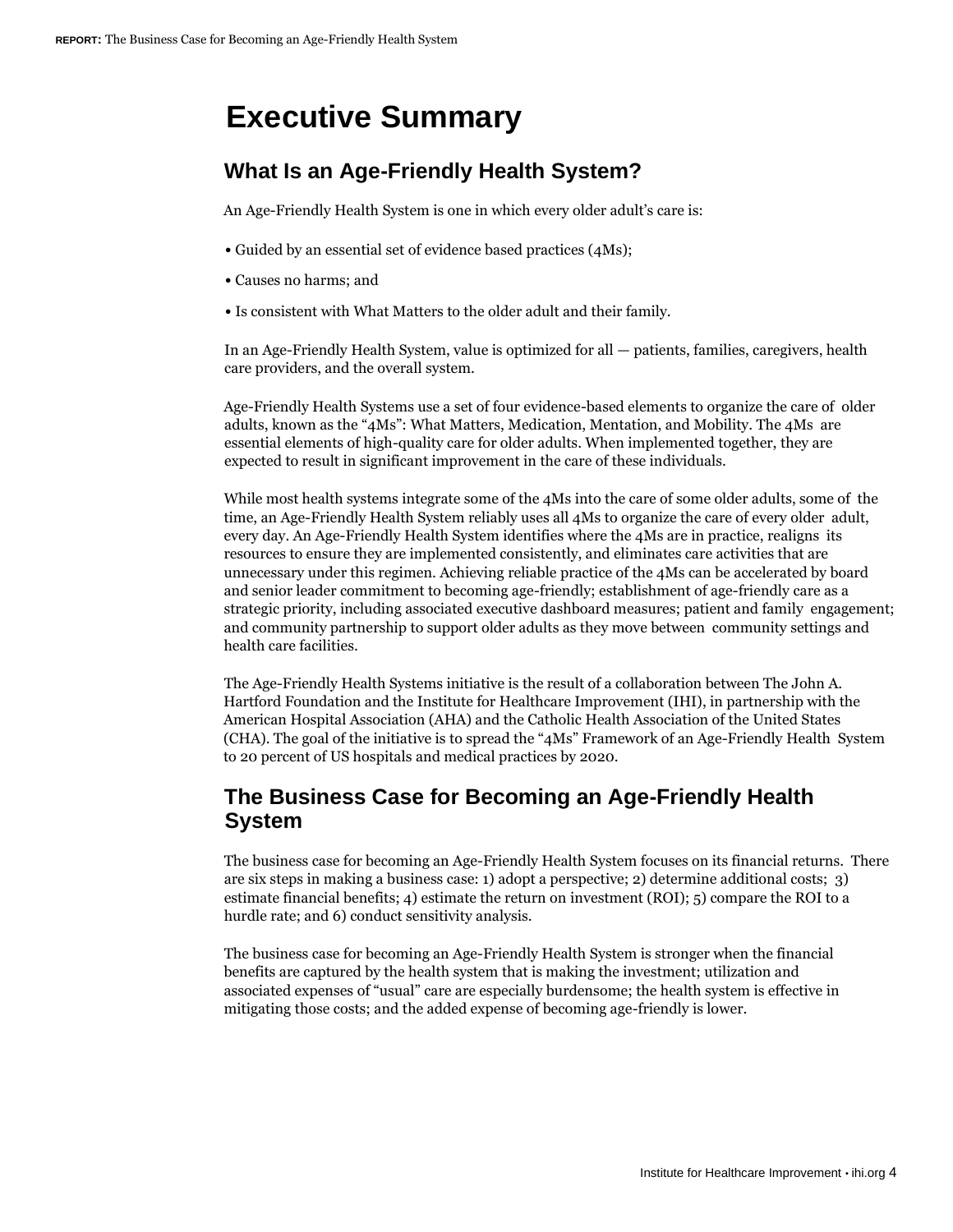# Executive Summary

## What Is an Age-Friendly Health System?

An Age-Friendly Health System is one in which every older adult's care is:

- Guided by an essential set of evidence based practices (4Ms);
- Causes no harms; and
- Is consistent with What Matters to the older adult and their family.

In an Age-Friendly Health System, value is optimized for all — patients, families, caregivers, health care providers, and the overall system.

Age-Friendly Health Systems use a set of four evidence-based elements to organize the care of older adults, known as the "4Ms": What Matters, Medication, Mentation, and Mobility. The 4Ms are essential elements of high-quality care for older adults. When implemented together, they are expected to result in significant improvement in the care of these individuals.

While most health systems integrate some of the 4Ms into the care of some older adults, some of the time, an Age-Friendly Health System reliably uses all 4Ms to organize the care of every older adult, every day. An Age-Friendly Health System identifies where the 4Ms are in practice, realigns its resources to ensure they are implemented consistently, and eliminates care activities that are unnecessary under this regimen. Achieving reliable practice of the 4Ms can be accelerated by board and senior leader commitment to becoming age-friendly; establishment of age-friendly care as a strategic priority, including associated executive dashboard measures; patient and family engagement; and community partnership to support older adults as they move between community settings and health care facilities.

The Age-Friendly Health Systems initiative is the result of a collaboration between The John A. Hartford Foundation and the Institute for Healthcare Improvement (IHI), in partnership with the American Hospital Association (AHA) and the Catholic Health Association of the United States (CHA). The goal of the initiative is to spread the "4Ms" Framework of an Age-Friendly Health System to 20 percent of US hospitals and medical practices by 2020.

## The Business Case for Becoming an Age-Friendly Health System

The business case for becoming an Age-Friendly Health System focuses on its financial returns. There are six steps in making a business case: 1) adopt a perspective; 2) determine additional costs; 3) estimate financial benefits; 4) estimate the return on investment (ROI); 5) compare the ROI to a hurdle rate; and 6) conduct sensitivity analysis.

The business case for becoming an Age-Friendly Health System is stronger when the financial benefits are captured by the health system that is making the investment; utilization and associated expenses of "usual" care are especially burdensome; the health system is effective in mitigating those costs; and the added expense of becoming age-friendly is lower.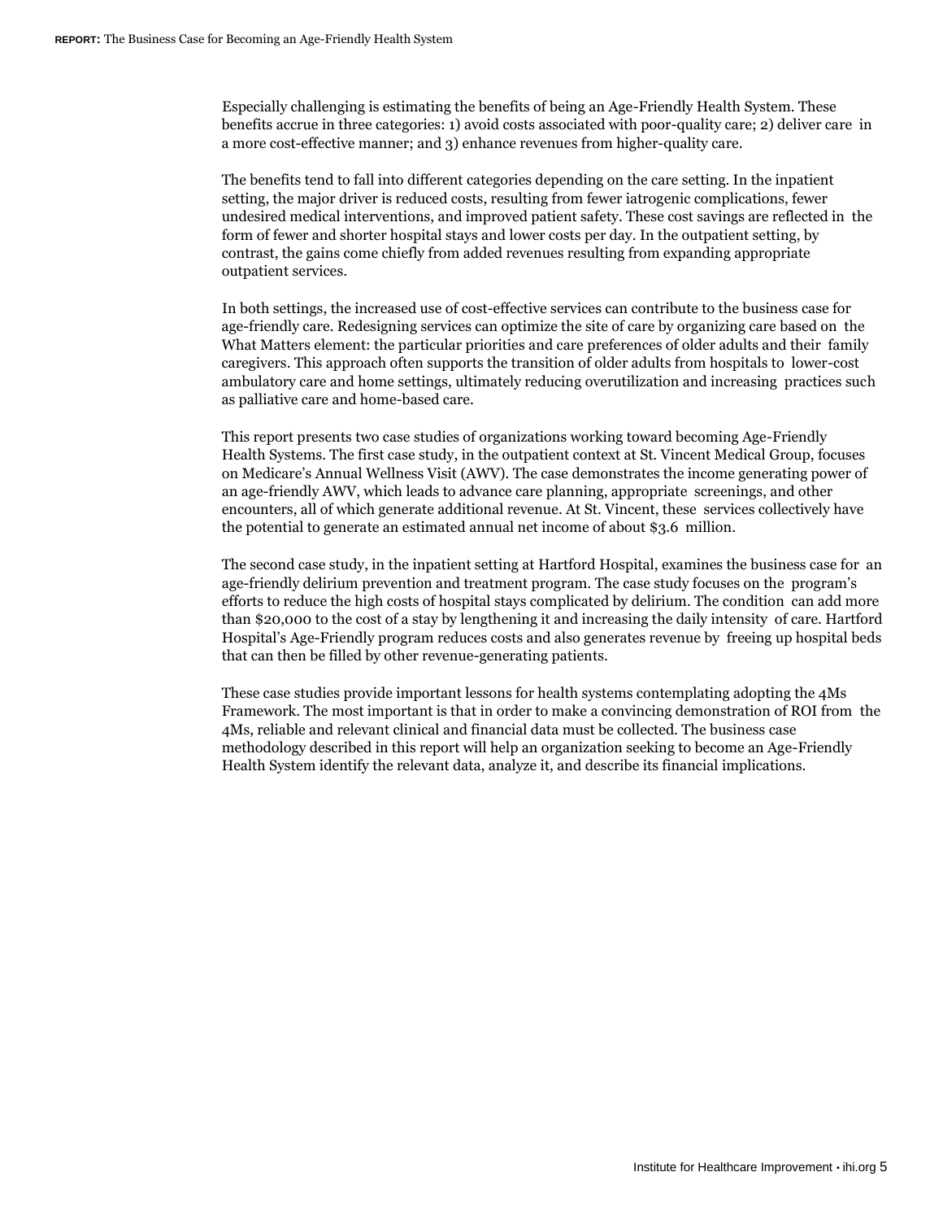Especially challenging is estimating the benefits of being an Age-Friendly Health System. These benefits accrue in three categories: 1) avoid costs associated with poor-quality care; 2) deliver care in a more cost-effective manner; and 3) enhance revenues from higher-quality care.

The benefits tend to fall into different categories depending on the care setting. In the inpatient setting, the major driver is reduced costs, resulting from fewer iatrogenic complications, fewer undesired medical interventions, and improved patient safety. These cost savings are reflected in the form of fewer and shorter hospital stays and lower costs per day. In the outpatient setting, by contrast, the gains come chiefly from added revenues resulting from expanding appropriate outpatient services.

In both settings, the increased use of cost-effective services can contribute to the business case for age-friendly care. Redesigning services can optimize the site of care by organizing care based on the What Matters element: the particular priorities and care preferences of older adults and their family caregivers. This approach often supports the transition of older adults from hospitals to lower-cost ambulatory care and home settings, ultimately reducing overutilization and increasing practices such as palliative care and home-based care.

This report presents two case studies of organizations working toward becoming Age-Friendly Health Systems. The first case study, in the outpatient context at St. Vincent Medical Group, focuses on Medicare's Annual Wellness Visit (AWV). The case demonstrates the income generating power of an age-friendly AWV, which leads to advance care planning, appropriate screenings, and other encounters, all of which generate additional revenue. At St. Vincent, these services collectively have the potential to generate an estimated annual net income of about $3.6 million.

The second case study, in the inpatient setting at Hartford Hospital, examines the business case for an age-friendly delirium prevention and treatment program. The case study focuses on the program's efforts to reduce the high costs of hospital stays complicated by delirium. The condition can add more than $20,000 to the cost of a stay by lengthening it and increasing the daily intensity of care. Hartford Hospital's Age-Friendly program reduces costs and also generates revenue by freeing up hospital beds that can then be filled by other revenue-generating patients.

These case studies provide important lessons for health systems contemplating adopting the 4Ms Framework. The most important is that in order to make a convincing demonstration of ROI from the 4Ms, reliable and relevant clinical and financial data must be collected. The business case methodology described in this report will help an organization seeking to become an Age-Friendly Health System identify the relevant data, analyze it, and describe its financial implications.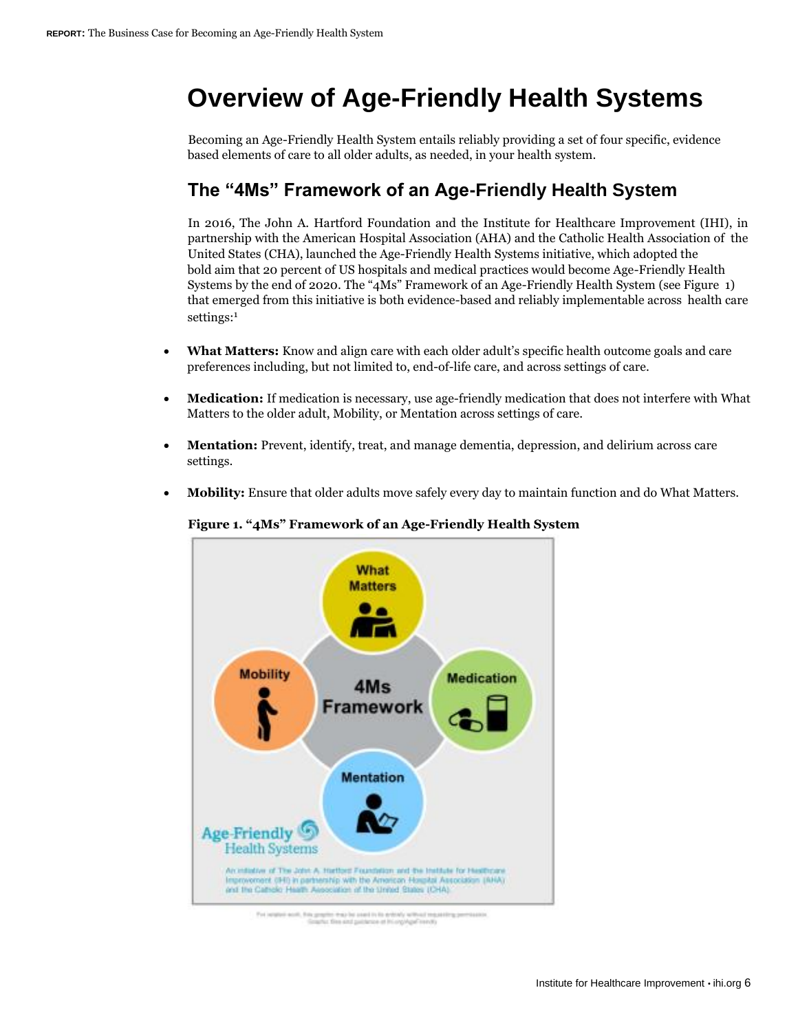# Overview of Age-Friendly Health Systems

Becoming an Age-Friendly Health System entails reliably providing a set of four specific, evidence based elements of care to all older adults, as needed, in your health system.

## The "4Ms" Framework of an Age-Friendly Health System

In 2016, The John A. Hartford Foundation and the Institute for Healthcare Improvement (IHI), in partnership with the American Hospital Association (AHA) and the Catholic Health Association of the United States (CHA), launched the Age-Friendly Health Systems initiative, which adopted the bold aim that 20 percent of US hospitals and medical practices would become Age-Friendly Health Systems by the end of 2020. The "4Ms" Framework of an Age-Friendly Health System (see Figure 1) that emerged from this initiative is both evidence-based and reliably implementable across health care settings:[1]

- **What Matters:** Know and align care with each older adult's specific health outcome goals and care preferences including, but not limited to, end-of-life care, and across settings of care.
- **Medication:** If medication is necessary, use age-friendly medication that does not interfere with What Matters to the older adult, Mobility, or Mentation across settings of care.
- **Mentation:** Prevent, identify, treat, and manage dementia, depression, and delirium across care settings.
- **Mobility:** Ensure that older adults move safely every day to maintain function and do What Matters.

**Figure 1. "4Ms" Framework of an Age-Friendly Health System**

What Matters

Mobility

4Ms Framework

Medication

Mentation

Age-Friendly Health Systems

An initiative of The John A. Hartford Foundation and the Institute for Healthcare Improvement (IHI) in partnership with the American Hospital Association (AHA) and the Catholic Health Association of the United States (CHA).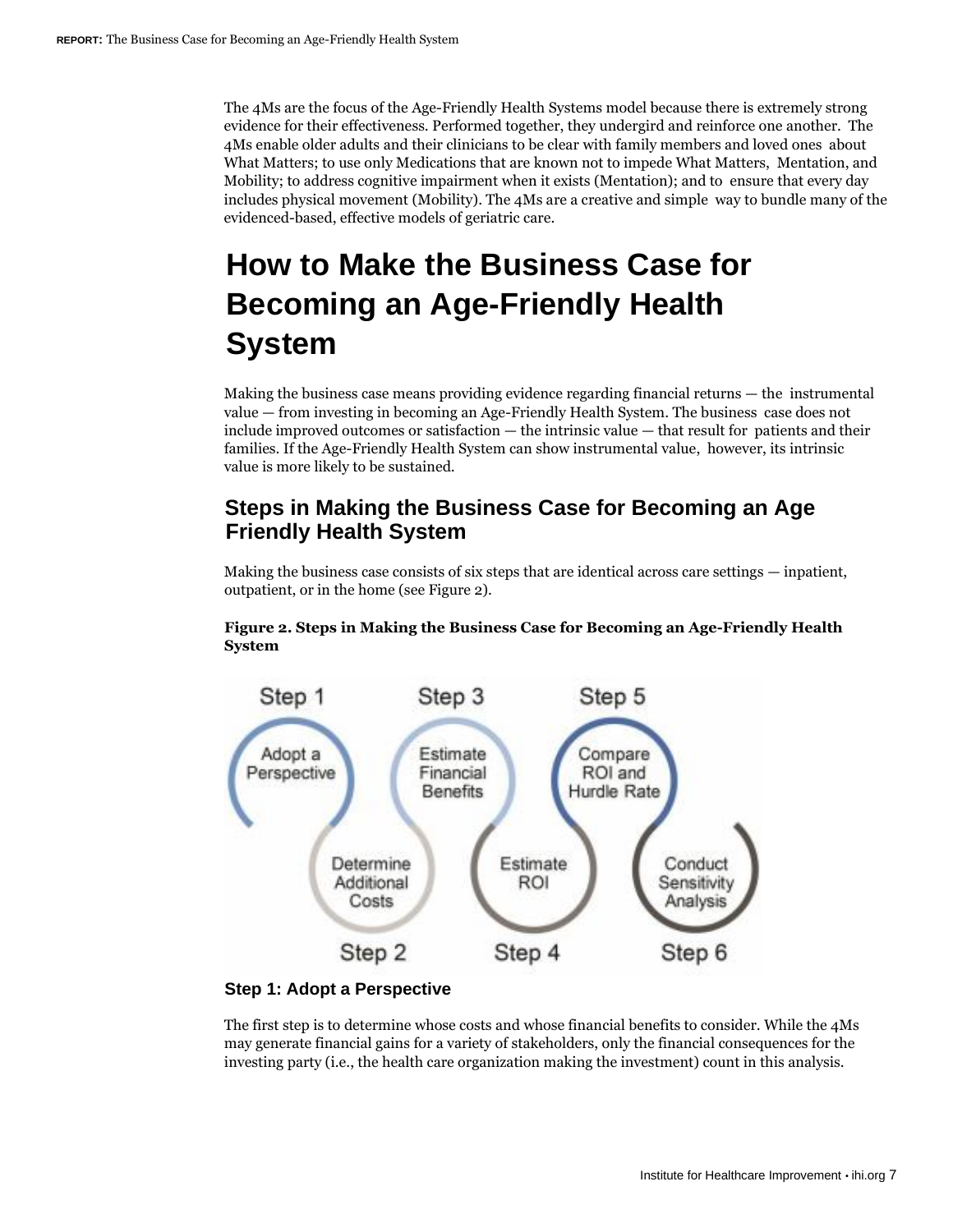The 4Ms are the focus of the Age-Friendly Health Systems model because there is extremely strong evidence for their effectiveness. Performed together, they undergird and reinforce one another. The 4Ms enable older adults and their clinicians to be clear with family members and loved ones about What Matters; to use only Medications that are known not to impede What Matters, Mentation, and Mobility; to address cognitive impairment when it exists (Mentation); and to ensure that every day includes physical movement (Mobility). The 4Ms are a creative and simple way to bundle many of the evidenced-based, effective models of geriatric care.

# How to Make the Business Case for Becoming an Age-Friendly Health System

Making the business case means providing evidence regarding financial returns — the instrumental value — from investing in becoming an Age-Friendly Health System. The business case does not include improved outcomes or satisfaction — the intrinsic value — that result for patients and their families. If the Age-Friendly Health System can show instrumental value, however, its intrinsic value is more likely to be sustained.

## Steps in Making the Business Case for Becoming an Age Friendly Health System

Making the business case consists of six steps that are identical across care settings — inpatient, outpatient, or in the home (see Figure 2).

**Figure 2. Steps in Making the Business Case for Becoming an Age-Friendly Health System**

Step 1
Adopt a Perspective

Step 2
Determine Additional Costs

Step 3
Estimate Financial Benefits

Step 4
Estimate ROI

Step 5
Compare ROI and Hurdle Rate

Step 6
Conduct Sensitivity Analysis

### Step 1: Adopt a Perspective

The first step is to determine whose costs and whose financial benefits to consider. While the 4Ms may generate financial gains for a variety of stakeholders, only the financial consequences for the investing party (i.e., the health care organization making the investment) count in this analysis.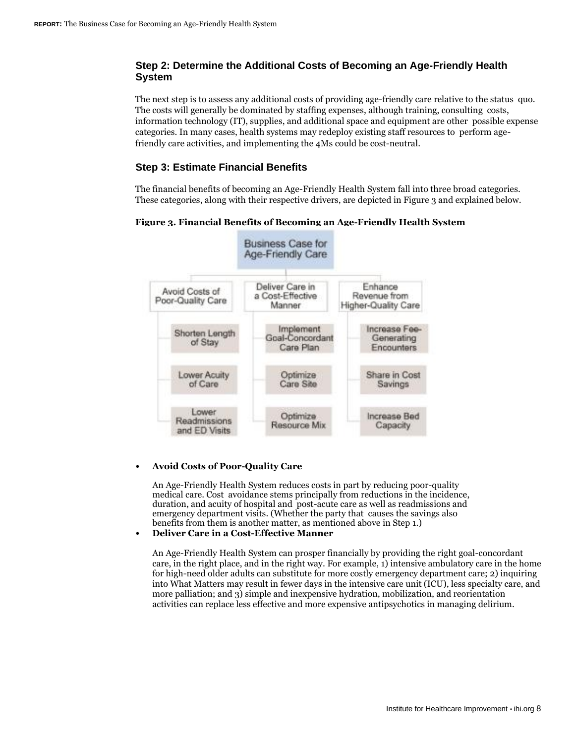### Step 2: Determine the Additional Costs of Becoming an Age-Friendly Health System

The next step is to assess any additional costs of providing age-friendly care relative to the status quo. The costs will generally be dominated by staffing expenses, although training, consulting costs, information technology (IT), supplies, and additional space and equipment are other possible expense categories. In many cases, health systems may redeploy existing staff resources to perform age-friendly care activities, and implementing the 4Ms could be cost-neutral.

### Step 3: Estimate Financial Benefits

The financial benefits of becoming an Age-Friendly Health System fall into three broad categories. These categories, along with their respective drivers, are depicted in Figure 3 and explained below.

**Figure 3. Financial Benefits of Becoming an Age-Friendly Health System**

Business Case for Age-Friendly Care

Avoid Costs of Poor-Quality Care

Shorten Length of Stay

Lower Acuity of Care

Lower Readmissions and ED Visits

Deliver Care in a Cost-Effective Manner

Implement Goal-Concordant Care Plan

Optimize Care Site

Optimize Resource Mix

Enhance Revenue from Higher-Quality Care

Increase Fee-Generating Encounters

Share in Cost Savings

Increase Bed Capacity

- **Avoid Costs of Poor-Quality Care**

  An Age-Friendly Health System reduces costs in part by reducing poor-quality medical care. Cost avoidance stems principally from reductions in the incidence, duration, and acuity of hospital and post-acute care as well as readmissions and emergency department visits. (Whether the party that causes the savings also benefits from them is another matter, as mentioned above in Step 1.)

- **Deliver Care in a Cost-Effective Manner**

  An Age-Friendly Health System can prosper financially by providing the right goal-concordant care, in the right place, and in the right way. For example, 1) intensive ambulatory care in the home for high-need older adults can substitute for more costly emergency department care; 2) inquiring into What Matters may result in fewer days in the intensive care unit (ICU), less specialty care, and more palliation; and 3) simple and inexpensive hydration, mobilization, and reorientation activities can replace less effective and more expensive antipsychotics in managing delirium.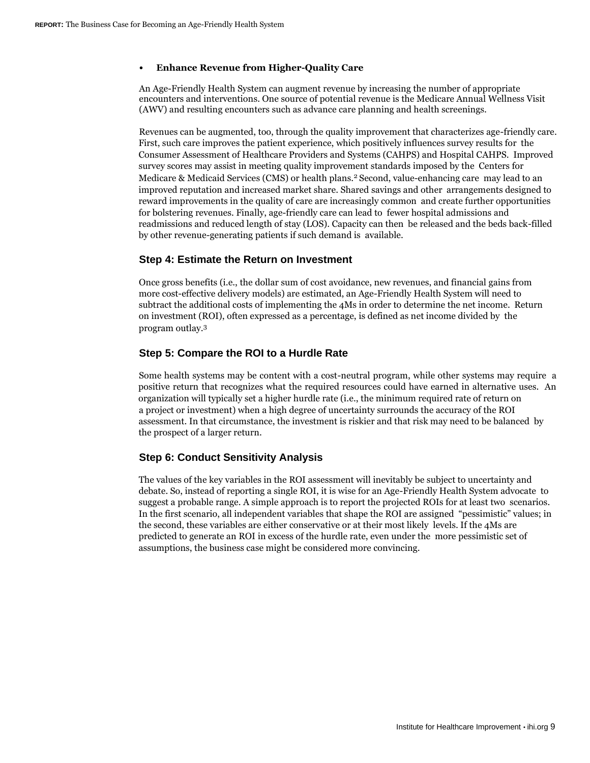- **Enhance Revenue from Higher-Quality Care**

An Age-Friendly Health System can augment revenue by increasing the number of appropriate encounters and interventions. One source of potential revenue is the Medicare Annual Wellness Visit (AWV) and resulting encounters such as advance care planning and health screenings.

Revenues can be augmented, too, through the quality improvement that characterizes age-friendly care. First, such care improves the patient experience, which positively influences survey results for the Consumer Assessment of Healthcare Providers and Systems (CAHPS) and Hospital CAHPS. Improved survey scores may assist in meeting quality improvement standards imposed by the Centers for Medicare & Medicaid Services (CMS) or health plans.[2] Second, value-enhancing care may lead to an improved reputation and increased market share. Shared savings and other arrangements designed to reward improvements in the quality of care are increasingly common and create further opportunities for bolstering revenues. Finally, age-friendly care can lead to fewer hospital admissions and readmissions and reduced length of stay (LOS). Capacity can then be released and the beds back-filled by other revenue-generating patients if such demand is available.

## Step 4: Estimate the Return on Investment

Once gross benefits (i.e., the dollar sum of cost avoidance, new revenues, and financial gains from more cost-effective delivery models) are estimated, an Age-Friendly Health System will need to subtract the additional costs of implementing the 4Ms in order to determine the net income. Return on investment (ROI), often expressed as a percentage, is defined as net income divided by the program outlay.[3]

## Step 5: Compare the ROI to a Hurdle Rate

Some health systems may be content with a cost-neutral program, while other systems may require a positive return that recognizes what the required resources could have earned in alternative uses. An organization will typically set a higher hurdle rate (i.e., the minimum required rate of return on a project or investment) when a high degree of uncertainty surrounds the accuracy of the ROI assessment. In that circumstance, the investment is riskier and that risk may need to be balanced by the prospect of a larger return.

## Step 6: Conduct Sensitivity Analysis

The values of the key variables in the ROI assessment will inevitably be subject to uncertainty and debate. So, instead of reporting a single ROI, it is wise for an Age-Friendly Health System advocate to suggest a probable range. A simple approach is to report the projected ROIs for at least two scenarios. In the first scenario, all independent variables that shape the ROI are assigned "pessimistic" values; in the second, these variables are either conservative or at their most likely levels. If the 4Ms are predicted to generate an ROI in excess of the hurdle rate, even under the more pessimistic set of assumptions, the business case might be considered more convincing.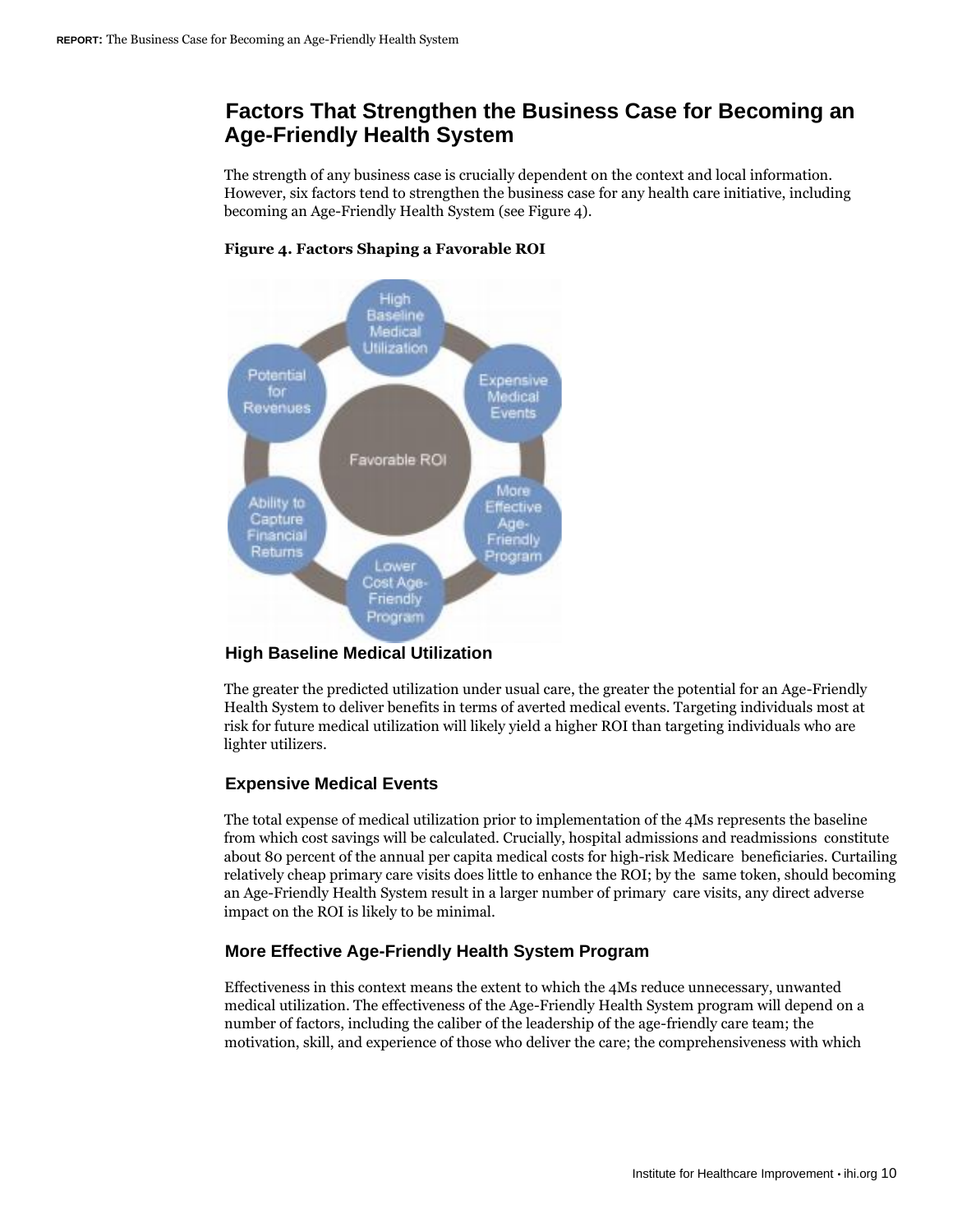## Factors That Strengthen the Business Case for Becoming an Age-Friendly Health System

The strength of any business case is crucially dependent on the context and local information. However, six factors tend to strengthen the business case for any health care initiative, including becoming an Age-Friendly Health System (see Figure 4).

**Figure 4. Factors Shaping a Favorable ROI**

Favorable ROI

High Baseline Medical Utilization

Expensive Medical Events

More Effective Age-Friendly Program

Lower Cost Age-Friendly Program

Ability to Capture Financial Returns

Potential for Revenues

### High Baseline Medical Utilization

The greater the predicted utilization under usual care, the greater the potential for an Age-Friendly Health System to deliver benefits in terms of averted medical events. Targeting individuals most at risk for future medical utilization will likely yield a higher ROI than targeting individuals who are lighter utilizers.

### Expensive Medical Events

The total expense of medical utilization prior to implementation of the 4Ms represents the baseline from which cost savings will be calculated. Crucially, hospital admissions and readmissions constitute about 80 percent of the annual per capita medical costs for high-risk Medicare beneficiaries. Curtailing relatively cheap primary care visits does little to enhance the ROI; by the same token, should becoming an Age-Friendly Health System result in a larger number of primary care visits, any direct adverse impact on the ROI is likely to be minimal.

### More Effective Age-Friendly Health System Program

Effectiveness in this context means the extent to which the 4Ms reduce unnecessary, unwanted medical utilization. The effectiveness of the Age-Friendly Health System program will depend on a number of factors, including the caliber of the leadership of the age-friendly care team; the motivation, skill, and experience of those who deliver the care; the comprehensiveness with which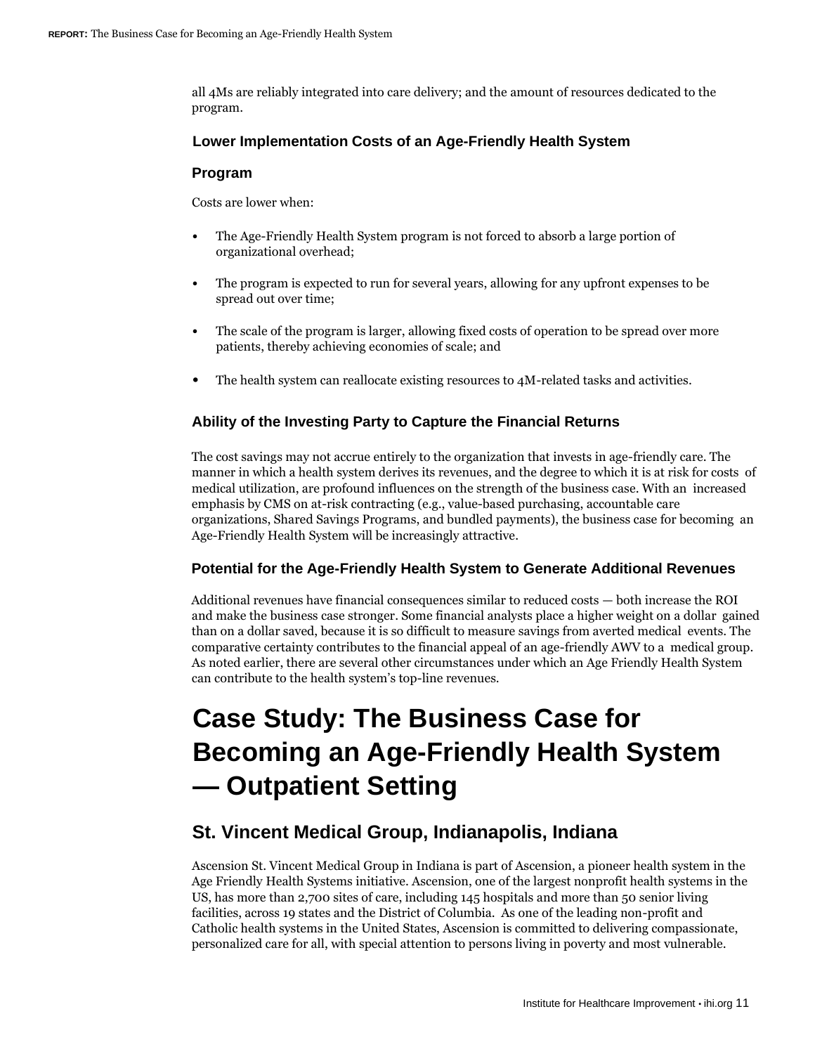all 4Ms are reliably integrated into care delivery; and the amount of resources dedicated to the program.

### Lower Implementation Costs of an Age-Friendly Health System

### Program

Costs are lower when:

- The Age-Friendly Health System program is not forced to absorb a large portion of organizational overhead;
- The program is expected to run for several years, allowing for any upfront expenses to be spread out over time;
- The scale of the program is larger, allowing fixed costs of operation to be spread over more patients, thereby achieving economies of scale; and
- The health system can reallocate existing resources to 4M-related tasks and activities.

### Ability of the Investing Party to Capture the Financial Returns

The cost savings may not accrue entirely to the organization that invests in age-friendly care. The manner in which a health system derives its revenues, and the degree to which it is at risk for costs of medical utilization, are profound influences on the strength of the business case. With an increased emphasis by CMS on at-risk contracting (e.g., value-based purchasing, accountable care organizations, Shared Savings Programs, and bundled payments), the business case for becoming an Age-Friendly Health System will be increasingly attractive.

### Potential for the Age-Friendly Health System to Generate Additional Revenues

Additional revenues have financial consequences similar to reduced costs — both increase the ROI and make the business case stronger. Some financial analysts place a higher weight on a dollar gained than on a dollar saved, because it is so difficult to measure savings from averted medical events. The comparative certainty contributes to the financial appeal of an age-friendly AWV to a medical group. As noted earlier, there are several other circumstances under which an Age Friendly Health System can contribute to the health system's top-line revenues.

# Case Study: The Business Case for Becoming an Age-Friendly Health System — Outpatient Setting

## St. Vincent Medical Group, Indianapolis, Indiana

Ascension St. Vincent Medical Group in Indiana is part of Ascension, a pioneer health system in the Age Friendly Health Systems initiative. Ascension, one of the largest nonprofit health systems in the US, has more than 2,700 sites of care, including 145 hospitals and more than 50 senior living facilities, across 19 states and the District of Columbia. As one of the leading non-profit and Catholic health systems in the United States, Ascension is committed to delivering compassionate, personalized care for all, with special attention to persons living in poverty and most vulnerable.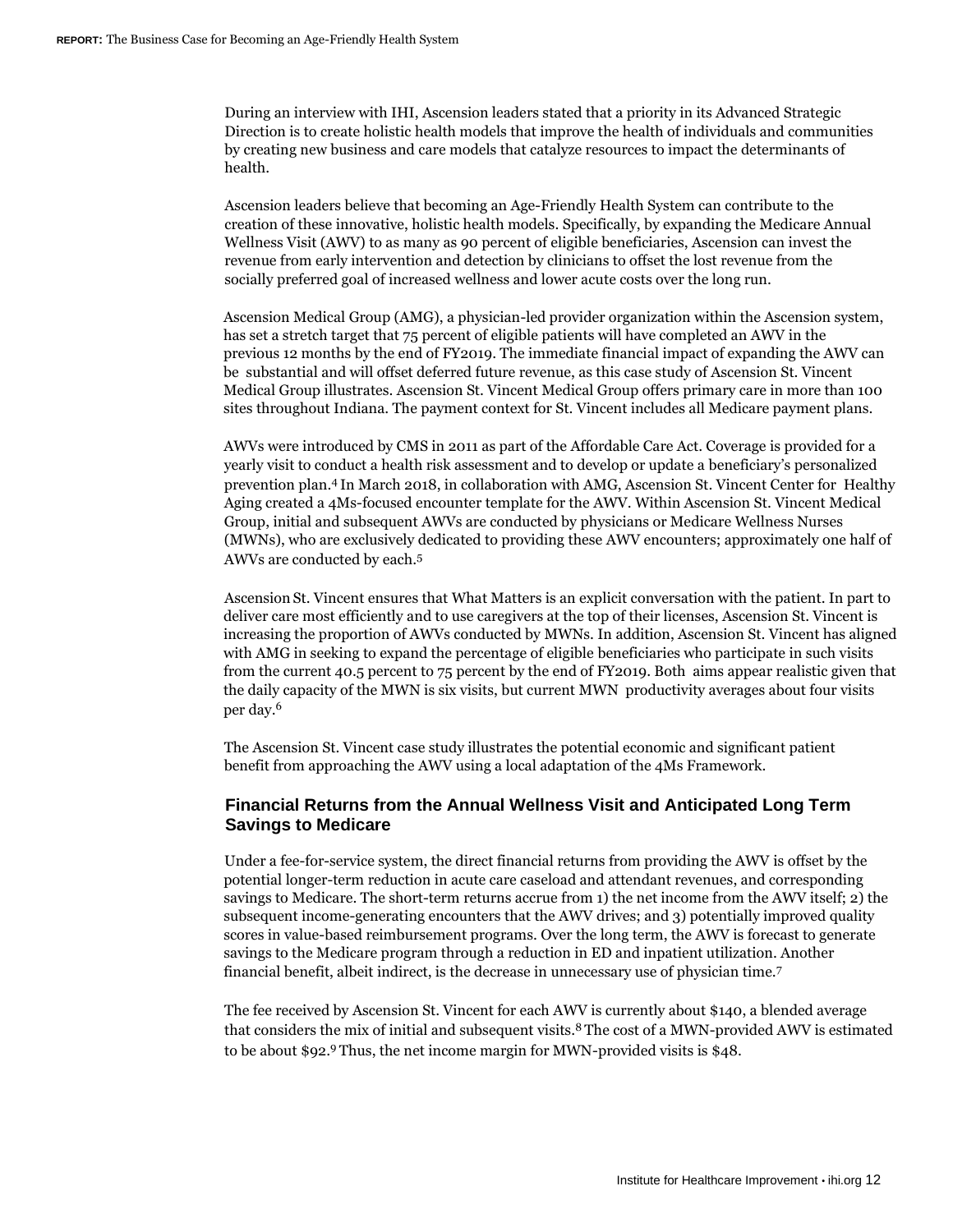During an interview with IHI, Ascension leaders stated that a priority in its Advanced Strategic Direction is to create holistic health models that improve the health of individuals and communities by creating new business and care models that catalyze resources to impact the determinants of health.

Ascension leaders believe that becoming an Age-Friendly Health System can contribute to the creation of these innovative, holistic health models. Specifically, by expanding the Medicare Annual Wellness Visit (AWV) to as many as 90 percent of eligible beneficiaries, Ascension can invest the revenue from early intervention and detection by clinicians to offset the lost revenue from the socially preferred goal of increased wellness and lower acute costs over the long run.

Ascension Medical Group (AMG), a physician-led provider organization within the Ascension system, has set a stretch target that 75 percent of eligible patients will have completed an AWV in the previous 12 months by the end of FY2019. The immediate financial impact of expanding the AWV can be substantial and will offset deferred future revenue, as this case study of Ascension St. Vincent Medical Group illustrates. Ascension St. Vincent Medical Group offers primary care in more than 100 sites throughout Indiana. The payment context for St. Vincent includes all Medicare payment plans.

AWVs were introduced by CMS in 2011 as part of the Affordable Care Act. Coverage is provided for a yearly visit to conduct a health risk assessment and to develop or update a beneficiary's personalized prevention plan.[4] In March 2018, in collaboration with AMG, Ascension St. Vincent Center for Healthy Aging created a 4Ms-focused encounter template for the AWV. Within Ascension St. Vincent Medical Group, initial and subsequent AWVs are conducted by physicians or Medicare Wellness Nurses (MWNs), who are exclusively dedicated to providing these AWV encounters; approximately one half of AWVs are conducted by each.[5]

Ascension St. Vincent ensures that What Matters is an explicit conversation with the patient. In part to deliver care most efficiently and to use caregivers at the top of their licenses, Ascension St. Vincent is increasing the proportion of AWVs conducted by MWNs. In addition, Ascension St. Vincent has aligned with AMG in seeking to expand the percentage of eligible beneficiaries who participate in such visits from the current 40.5 percent to 75 percent by the end of FY2019. Both aims appear realistic given that the daily capacity of the MWN is six visits, but current MWN productivity averages about four visits per day.[6]

The Ascension St. Vincent case study illustrates the potential economic and significant patient benefit from approaching the AWV using a local adaptation of the 4Ms Framework.

## Financial Returns from the Annual Wellness Visit and Anticipated Long Term Savings to Medicare

Under a fee-for-service system, the direct financial returns from providing the AWV is offset by the potential longer-term reduction in acute care caseload and attendant revenues, and corresponding savings to Medicare. The short-term returns accrue from 1) the net income from the AWV itself; 2) the subsequent income-generating encounters that the AWV drives; and 3) potentially improved quality scores in value-based reimbursement programs. Over the long term, the AWV is forecast to generate savings to the Medicare program through a reduction in ED and inpatient utilization. Another financial benefit, albeit indirect, is the decrease in unnecessary use of physician time.[7]

The fee received by Ascension St. Vincent for each AWV is currently about $140, a blended average that considers the mix of initial and subsequent visits.[8] The cost of a MWN-provided AWV is estimated to be about $92.[9] Thus, the net income margin for MWN-provided visits is $48.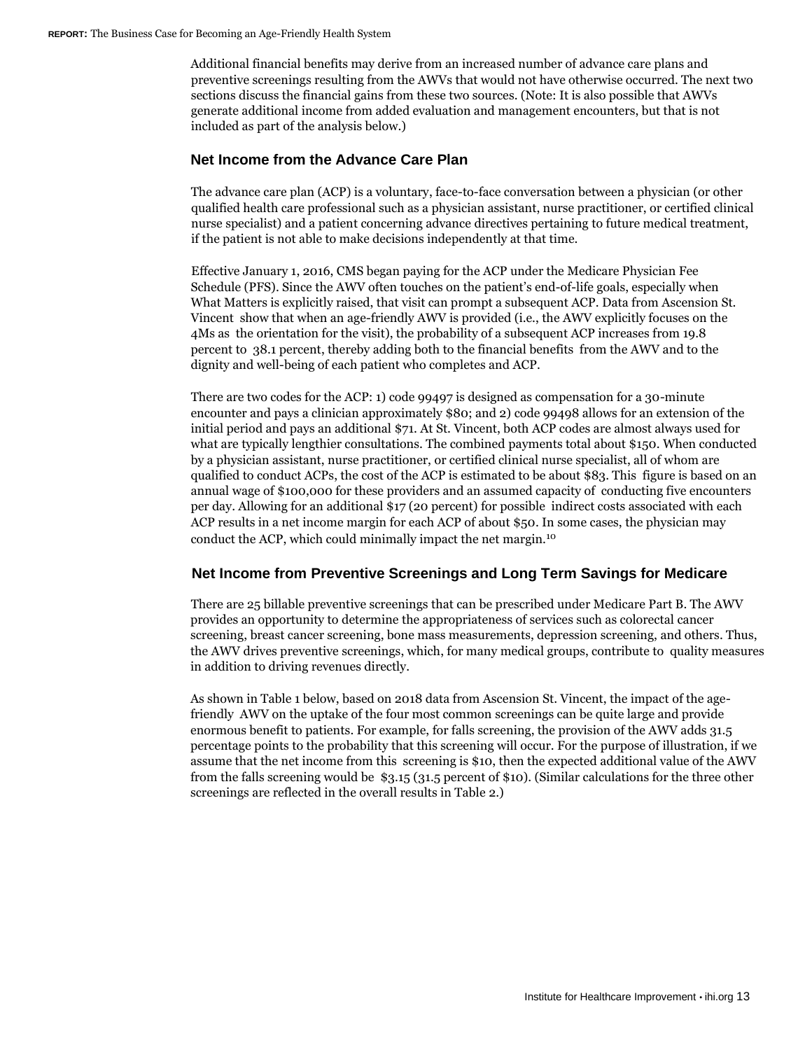Additional financial benefits may derive from an increased number of advance care plans and preventive screenings resulting from the AWVs that would not have otherwise occurred. The next two sections discuss the financial gains from these two sources. (Note: It is also possible that AWVs generate additional income from added evaluation and management encounters, but that is not included as part of the analysis below.)

### Net Income from the Advance Care Plan

The advance care plan (ACP) is a voluntary, face-to-face conversation between a physician (or other qualified health care professional such as a physician assistant, nurse practitioner, or certified clinical nurse specialist) and a patient concerning advance directives pertaining to future medical treatment, if the patient is not able to make decisions independently at that time.

Effective January 1, 2016, CMS began paying for the ACP under the Medicare Physician Fee Schedule (PFS). Since the AWV often touches on the patient's end-of-life goals, especially when What Matters is explicitly raised, that visit can prompt a subsequent ACP. Data from Ascension St. Vincent show that when an age-friendly AWV is provided (i.e., the AWV explicitly focuses on the 4Ms as the orientation for the visit), the probability of a subsequent ACP increases from 19.8 percent to 38.1 percent, thereby adding both to the financial benefits from the AWV and to the dignity and well-being of each patient who completes and ACP.

There are two codes for the ACP: 1) code 99497 is designed as compensation for a 30-minute encounter and pays a clinician approximately $80; and 2) code 99498 allows for an extension of the initial period and pays an additional $71. At St. Vincent, both ACP codes are almost always used for what are typically lengthier consultations. The combined payments total about $150. When conducted by a physician assistant, nurse practitioner, or certified clinical nurse specialist, all of whom are qualified to conduct ACPs, the cost of the ACP is estimated to be about $83. This figure is based on an annual wage of $100,000 for these providers and an assumed capacity of conducting five encounters per day. Allowing for an additional $17 (20 percent) for possible indirect costs associated with each ACP results in a net income margin for each ACP of about $50. In some cases, the physician may conduct the ACP, which could minimally impact the net margin.[10]

### Net Income from Preventive Screenings and Long Term Savings for Medicare

There are 25 billable preventive screenings that can be prescribed under Medicare Part B. The AWV provides an opportunity to determine the appropriateness of services such as colorectal cancer screening, breast cancer screening, bone mass measurements, depression screening, and others. Thus, the AWV drives preventive screenings, which, for many medical groups, contribute to quality measures in addition to driving revenues directly.

As shown in Table 1 below, based on 2018 data from Ascension St. Vincent, the impact of the age-friendly AWV on the uptake of the four most common screenings can be quite large and provide enormous benefit to patients. For example, for falls screening, the provision of the AWV adds 31.5 percentage points to the probability that this screening will occur. For the purpose of illustration, if we assume that the net income from this screening is $10, then the expected additional value of the AWV from the falls screening would be $3.15 (31.5 percent of $10). (Similar calculations for the three other screenings are reflected in the overall results in Table 2.)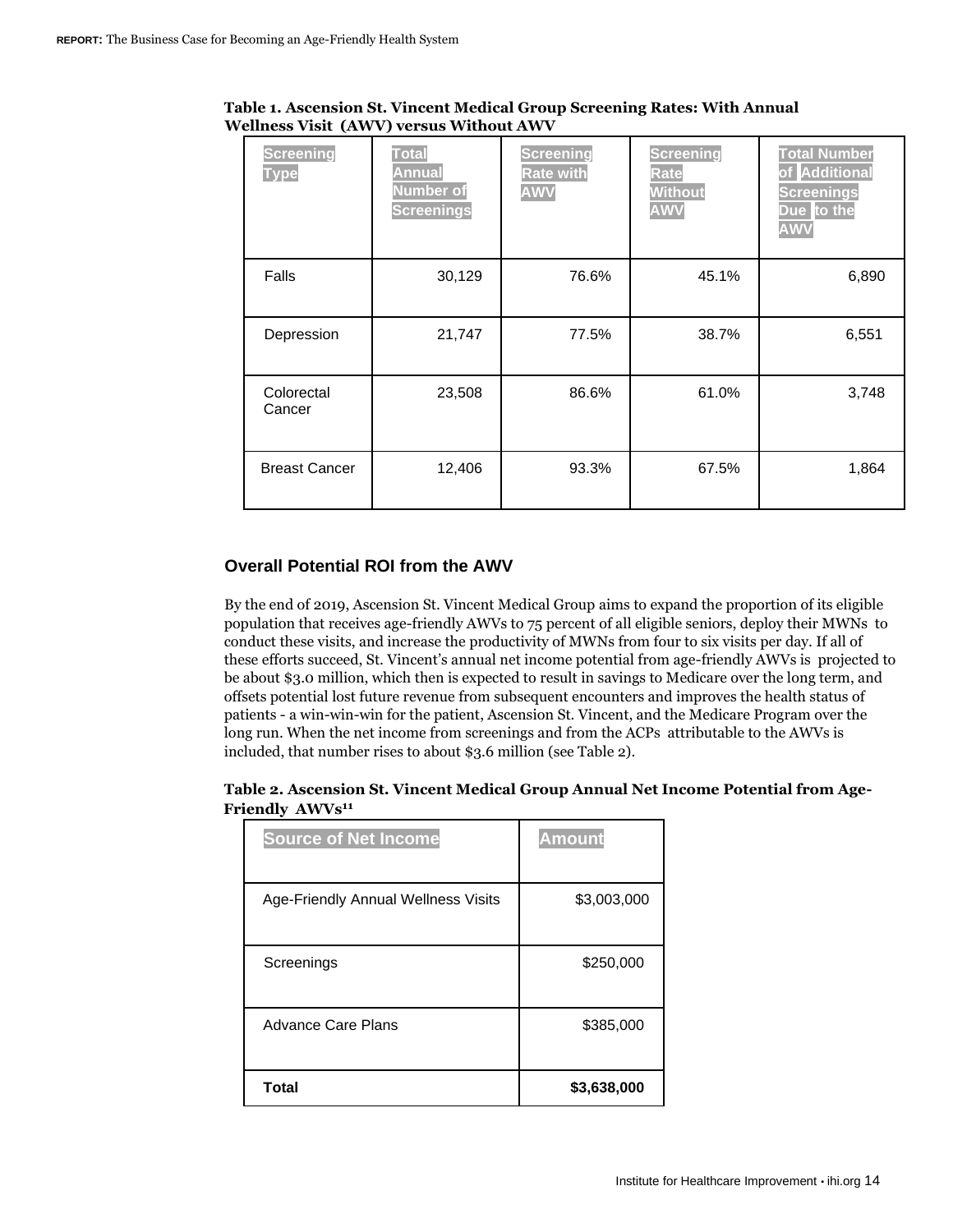**Table 1. Ascension St. Vincent Medical Group Screening Rates: With Annual Wellness Visit (AWV) versus Without AWV**

| Screening Type | Total Annual Number of Screenings | Screening Rate with AWV | Screening Rate Without AWV | Total Number of Additional Screenings Due to the AWV |
|---|---|---|---|---|
| Falls | 30,129 | 76.6% | 45.1% | 6,890 |
| Depression | 21,747 | 77.5% | 38.7% | 6,551 |
| Colorectal Cancer | 23,508 | 86.6% | 61.0% | 3,748 |
| Breast Cancer | 12,406 | 93.3% | 67.5% | 1,864 |

### Overall Potential ROI from the AWV

By the end of 2019, Ascension St. Vincent Medical Group aims to expand the proportion of its eligible population that receives age-friendly AWVs to 75 percent of all eligible seniors, deploy their MWNs to conduct these visits, and increase the productivity of MWNs from four to six visits per day. If all of these efforts succeed, St. Vincent's annual net income potential from age-friendly AWVs is projected to be about $3.0 million, which then is expected to result in savings to Medicare over the long term, and offsets potential lost future revenue from subsequent encounters and improves the health status of patients - a win-win-win for the patient, Ascension St. Vincent, and the Medicare Program over the long run. When the net income from screenings and from the ACPs attributable to the AWVs is included, that number rises to about $3.6 million (see Table 2).

**Table 2. Ascension St. Vincent Medical Group Annual Net Income Potential from Age-Friendly AWVs[11]**

| Source of Net Income | Amount |
|---|---|
| Age-Friendly Annual Wellness Visits | $3,003,000 |
| Screenings | $250,000 |
| Advance Care Plans | $385,000 |
| **Total** | **$3,638,000** |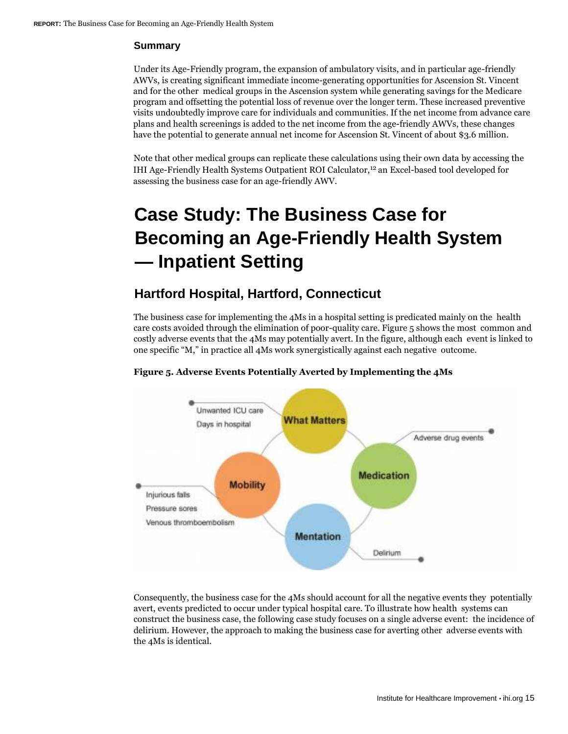### Summary

Under its Age-Friendly program, the expansion of ambulatory visits, and in particular age-friendly AWVs, is creating significant immediate income-generating opportunities for Ascension St. Vincent and for the other medical groups in the Ascension system while generating savings for the Medicare program and offsetting the potential loss of revenue over the longer term. These increased preventive visits undoubtedly improve care for individuals and communities. If the net income from advance care plans and health screenings is added to the net income from the age-friendly AWVs, these changes have the potential to generate annual net income for Ascension St. Vincent of about $3.6 million.

Note that other medical groups can replicate these calculations using their own data by accessing the IHI Age-Friendly Health Systems Outpatient ROI Calculator,[12] an Excel-based tool developed for assessing the business case for an age-friendly AWV.

# Case Study: The Business Case for Becoming an Age-Friendly Health System — Inpatient Setting

## Hartford Hospital, Hartford, Connecticut

The business case for implementing the 4Ms in a hospital setting is predicated mainly on the health care costs avoided through the elimination of poor-quality care. Figure 5 shows the most common and costly adverse events that the 4Ms may potentially avert. In the figure, although each event is linked to one specific "M," in practice all 4Ms work synergistically against each negative outcome.

**Figure 5. Adverse Events Potentially Averted by Implementing the 4Ms**

What Matters
Unwanted ICU care
Days in hospital

Medication
Adverse drug events

Mentation
Delirium

Mobility
Injurious falls
Pressure sores
Venous thromboembolism

Consequently, the business case for the 4Ms should account for all the negative events they potentially avert, events predicted to occur under typical hospital care. To illustrate how health systems can construct the business case, the following case study focuses on a single adverse event: the incidence of delirium. However, the approach to making the business case for averting other adverse events with the 4Ms is identical.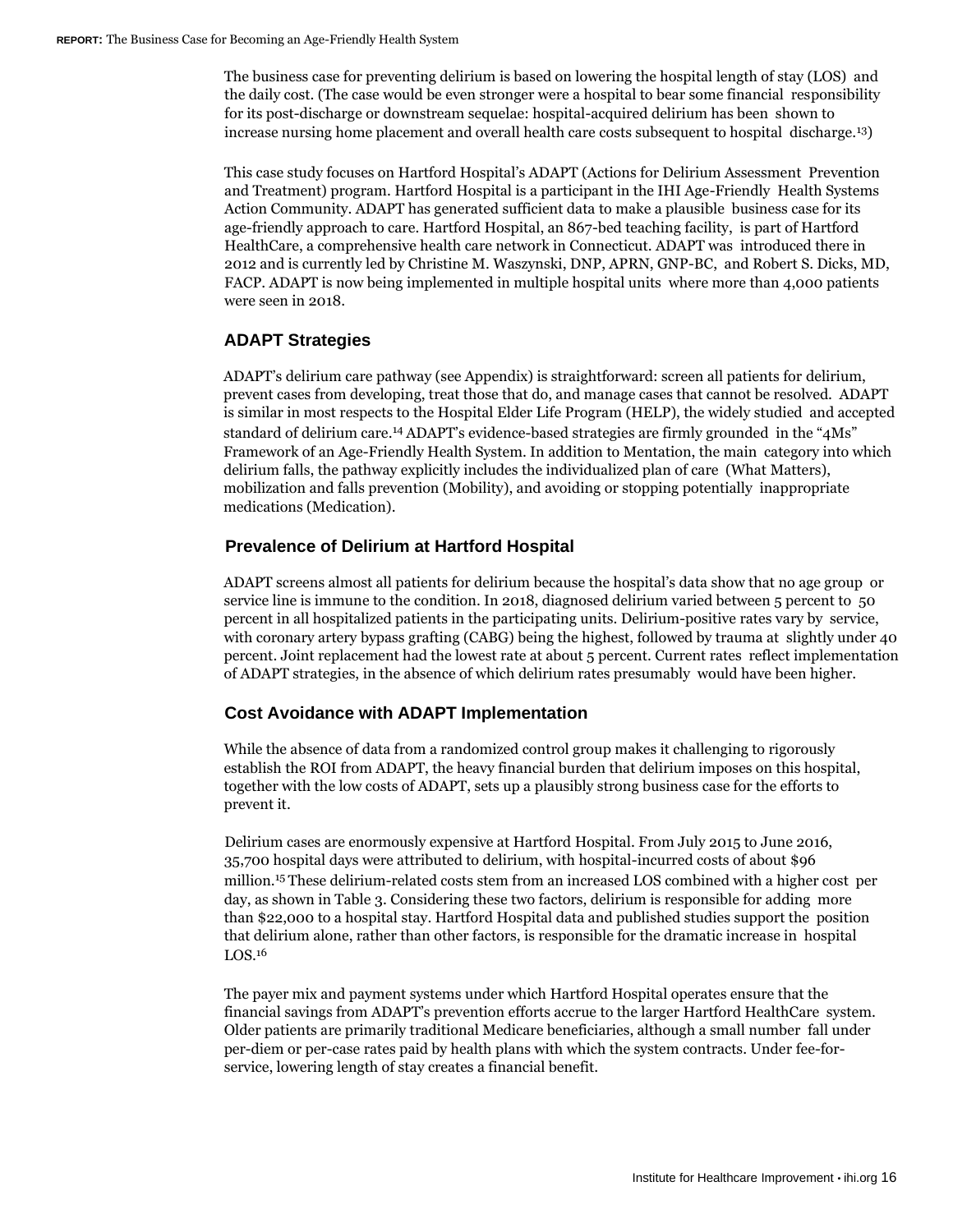The business case for preventing delirium is based on lowering the hospital length of stay (LOS) and the daily cost. (The case would be even stronger were a hospital to bear some financial responsibility for its post-discharge or downstream sequelae: hospital-acquired delirium has been shown to increase nursing home placement and overall health care costs subsequent to hospital discharge.[13])

This case study focuses on Hartford Hospital's ADAPT (Actions for Delirium Assessment Prevention and Treatment) program. Hartford Hospital is a participant in the IHI Age-Friendly Health Systems Action Community. ADAPT has generated sufficient data to make a plausible business case for its age-friendly approach to care. Hartford Hospital, an 867-bed teaching facility, is part of Hartford HealthCare, a comprehensive health care network in Connecticut. ADAPT was introduced there in 2012 and is currently led by Christine M. Waszynski, DNP, APRN, GNP-BC, and Robert S. Dicks, MD, FACP. ADAPT is now being implemented in multiple hospital units where more than 4,000 patients were seen in 2018.

## ADAPT Strategies

ADAPT's delirium care pathway (see Appendix) is straightforward: screen all patients for delirium, prevent cases from developing, treat those that do, and manage cases that cannot be resolved. ADAPT is similar in most respects to the Hospital Elder Life Program (HELP), the widely studied and accepted standard of delirium care.[14] ADAPT's evidence-based strategies are firmly grounded in the "4Ms" Framework of an Age-Friendly Health System. In addition to Mentation, the main category into which delirium falls, the pathway explicitly includes the individualized plan of care (What Matters), mobilization and falls prevention (Mobility), and avoiding or stopping potentially inappropriate medications (Medication).

## Prevalence of Delirium at Hartford Hospital

ADAPT screens almost all patients for delirium because the hospital's data show that no age group or service line is immune to the condition. In 2018, diagnosed delirium varied between 5 percent to 50 percent in all hospitalized patients in the participating units. Delirium-positive rates vary by service, with coronary artery bypass grafting (CABG) being the highest, followed by trauma at slightly under 40 percent. Joint replacement had the lowest rate at about 5 percent. Current rates reflect implementation of ADAPT strategies, in the absence of which delirium rates presumably would have been higher.

## Cost Avoidance with ADAPT Implementation

While the absence of data from a randomized control group makes it challenging to rigorously establish the ROI from ADAPT, the heavy financial burden that delirium imposes on this hospital, together with the low costs of ADAPT, sets up a plausibly strong business case for the efforts to prevent it.

Delirium cases are enormously expensive at Hartford Hospital. From July 2015 to June 2016, 35,700 hospital days were attributed to delirium, with hospital-incurred costs of about $96 million.[15] These delirium-related costs stem from an increased LOS combined with a higher cost per day, as shown in Table 3. Considering these two factors, delirium is responsible for adding more than $22,000 to a hospital stay. Hartford Hospital data and published studies support the position that delirium alone, rather than other factors, is responsible for the dramatic increase in hospital LOS.[16]

The payer mix and payment systems under which Hartford Hospital operates ensure that the financial savings from ADAPT's prevention efforts accrue to the larger Hartford HealthCare system. Older patients are primarily traditional Medicare beneficiaries, although a small number fall under per-diem or per-case rates paid by health plans with which the system contracts. Under fee-for-service, lowering length of stay creates a financial benefit.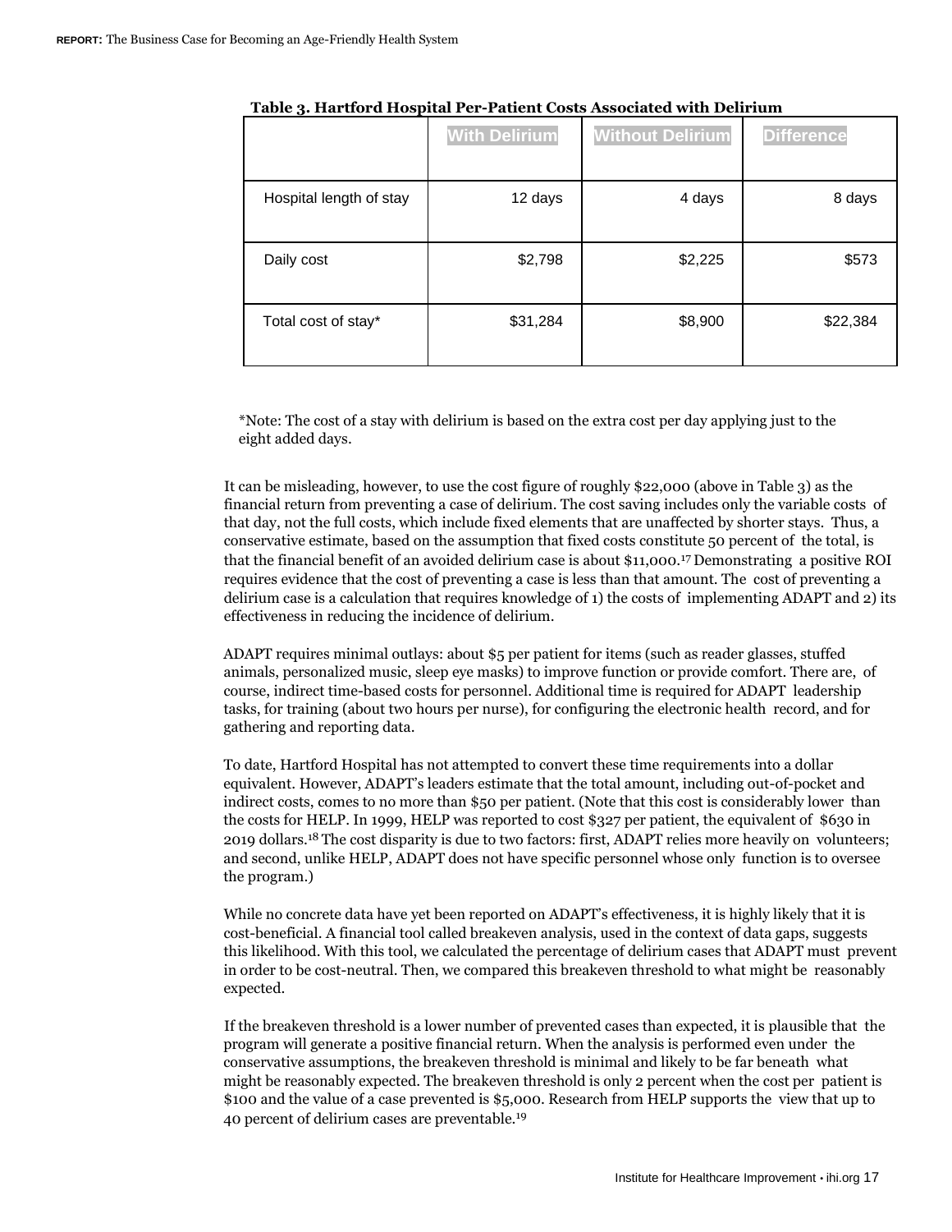**Table 3. Hartford Hospital Per-Patient Costs Associated with Delirium**

| | With Delirium | Without Delirium | Difference |
|---|---|---|---|
| Hospital length of stay | 12 days | 4 days | 8 days |
| Daily cost | $2,798 | $2,225 | $573 |
| Total cost of stay* | $31,284 | $8,900 | $22,384 |

*Note: The cost of a stay with delirium is based on the extra cost per day applying just to the eight added days.

It can be misleading, however, to use the cost figure of roughly $22,000 (above in Table 3) as the financial return from preventing a case of delirium. The cost saving includes only the variable costs of that day, not the full costs, which include fixed elements that are unaffected by shorter stays. Thus, a conservative estimate, based on the assumption that fixed costs constitute 50 percent of the total, is that the financial benefit of an avoided delirium case is about $11,000.[17] Demonstrating a positive ROI requires evidence that the cost of preventing a case is less than that amount. The cost of preventing a delirium case is a calculation that requires knowledge of 1) the costs of implementing ADAPT and 2) its effectiveness in reducing the incidence of delirium.

ADAPT requires minimal outlays: about $5 per patient for items (such as reader glasses, stuffed animals, personalized music, sleep eye masks) to improve function or provide comfort. There are, of course, indirect time-based costs for personnel. Additional time is required for ADAPT leadership tasks, for training (about two hours per nurse), for configuring the electronic health record, and for gathering and reporting data.

To date, Hartford Hospital has not attempted to convert these time requirements into a dollar equivalent. However, ADAPT's leaders estimate that the total amount, including out-of-pocket and indirect costs, comes to no more than $50 per patient. (Note that this cost is considerably lower than the costs for HELP. In 1999, HELP was reported to cost $327 per patient, the equivalent of $630 in 2019 dollars.[18] The cost disparity is due to two factors: first, ADAPT relies more heavily on volunteers; and second, unlike HELP, ADAPT does not have specific personnel whose only function is to oversee the program.)

While no concrete data have yet been reported on ADAPT's effectiveness, it is highly likely that it is cost-beneficial. A financial tool called breakeven analysis, used in the context of data gaps, suggests this likelihood. With this tool, we calculated the percentage of delirium cases that ADAPT must prevent in order to be cost-neutral. Then, we compared this breakeven threshold to what might be reasonably expected.

If the breakeven threshold is a lower number of prevented cases than expected, it is plausible that the program will generate a positive financial return. When the analysis is performed even under the conservative assumptions, the breakeven threshold is minimal and likely to be far beneath what might be reasonably expected. The breakeven threshold is only 2 percent when the cost per patient is $100 and the value of a case prevented is $5,000. Research from HELP supports the view that up to 40 percent of delirium cases are preventable.[19]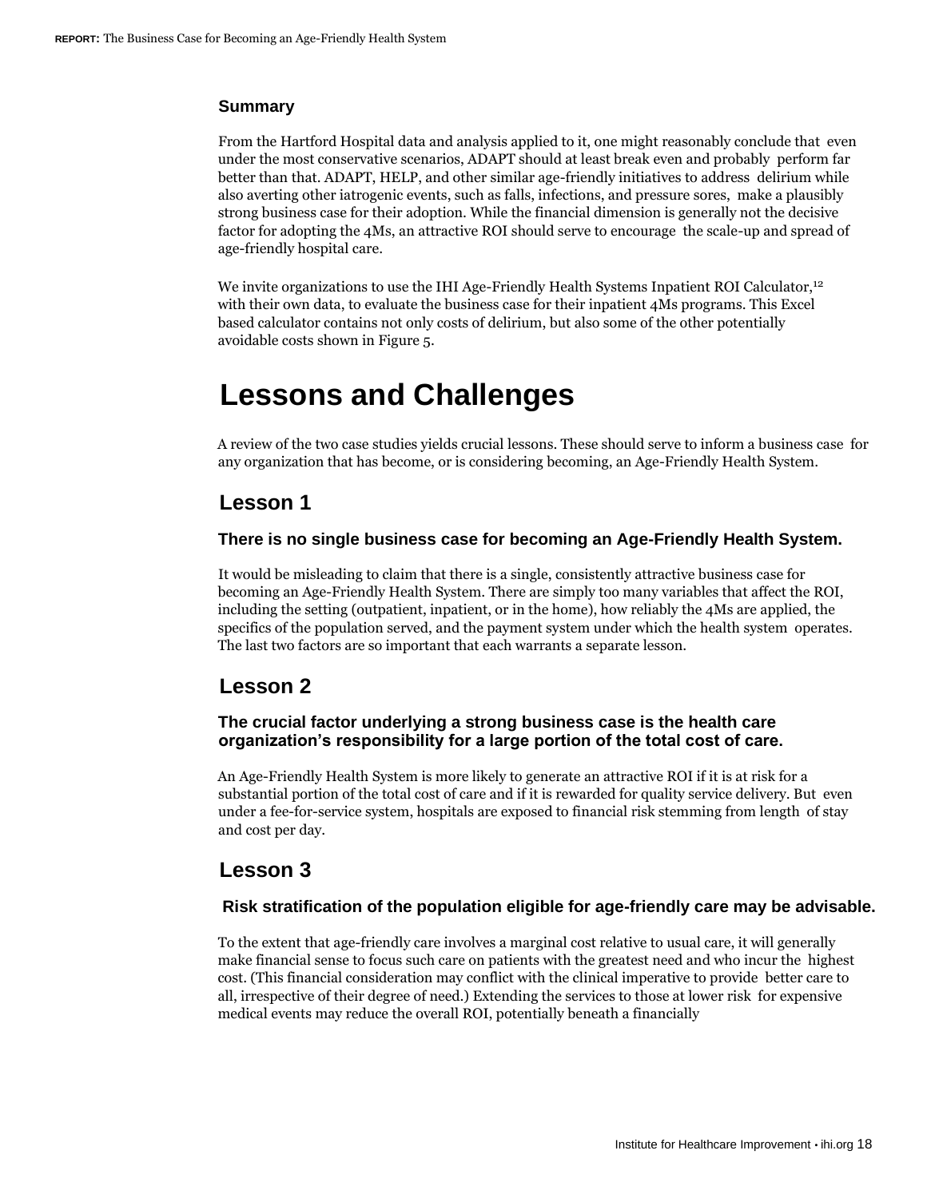### Summary

From the Hartford Hospital data and analysis applied to it, one might reasonably conclude that even under the most conservative scenarios, ADAPT should at least break even and probably perform far better than that. ADAPT, HELP, and other similar age-friendly initiatives to address delirium while also averting other iatrogenic events, such as falls, infections, and pressure sores, make a plausibly strong business case for their adoption. While the financial dimension is generally not the decisive factor for adopting the 4Ms, an attractive ROI should serve to encourage the scale-up and spread of age-friendly hospital care.

We invite organizations to use the IHI Age-Friendly Health Systems Inpatient ROI Calculator,[12] with their own data, to evaluate the business case for their inpatient 4Ms programs. This Excel based calculator contains not only costs of delirium, but also some of the other potentially avoidable costs shown in Figure 5.

# Lessons and Challenges

A review of the two case studies yields crucial lessons. These should serve to inform a business case for any organization that has become, or is considering becoming, an Age-Friendly Health System.

## Lesson 1

### There is no single business case for becoming an Age-Friendly Health System.

It would be misleading to claim that there is a single, consistently attractive business case for becoming an Age-Friendly Health System. There are simply too many variables that affect the ROI, including the setting (outpatient, inpatient, or in the home), how reliably the 4Ms are applied, the specifics of the population served, and the payment system under which the health system operates. The last two factors are so important that each warrants a separate lesson.

## Lesson 2

### The crucial factor underlying a strong business case is the health care organization's responsibility for a large portion of the total cost of care.

An Age-Friendly Health System is more likely to generate an attractive ROI if it is at risk for a substantial portion of the total cost of care and if it is rewarded for quality service delivery. But even under a fee-for-service system, hospitals are exposed to financial risk stemming from length of stay and cost per day.

## Lesson 3

### Risk stratification of the population eligible for age-friendly care may be advisable.

To the extent that age-friendly care involves a marginal cost relative to usual care, it will generally make financial sense to focus such care on patients with the greatest need and who incur the highest cost. (This financial consideration may conflict with the clinical imperative to provide better care to all, irrespective of their degree of need.) Extending the services to those at lower risk for expensive medical events may reduce the overall ROI, potentially beneath a financially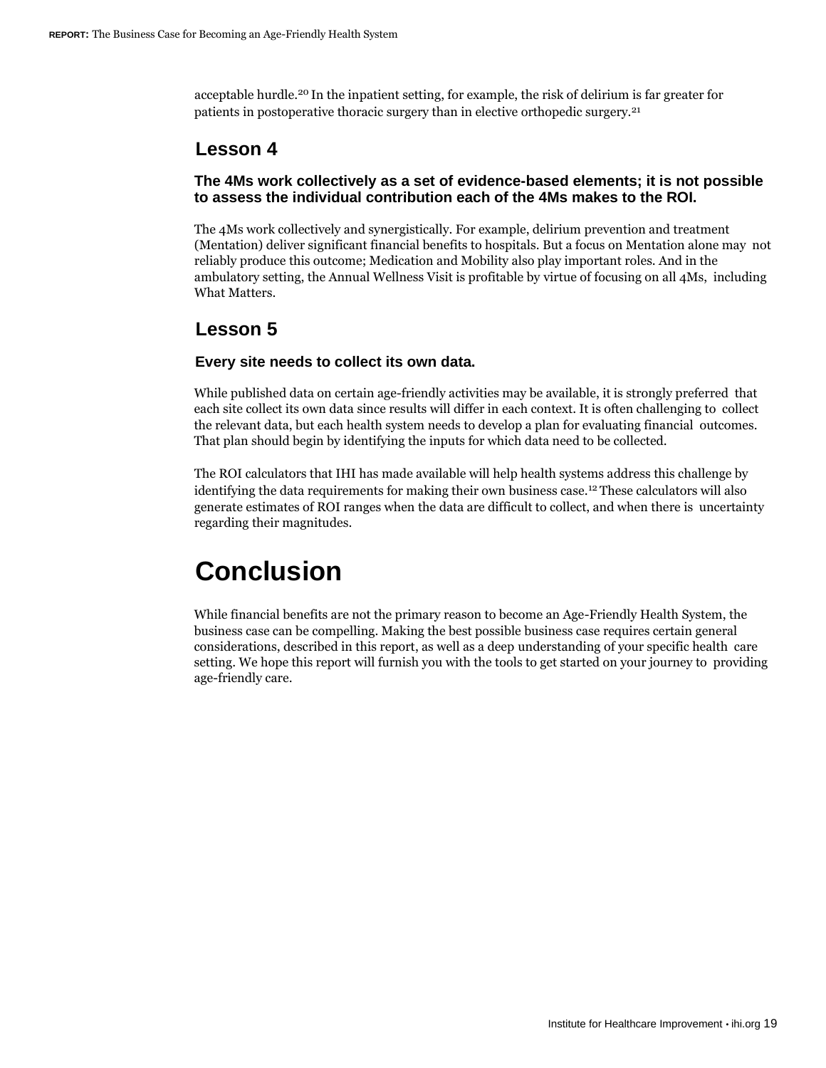acceptable hurdle.[20] In the inpatient setting, for example, the risk of delirium is far greater for patients in postoperative thoracic surgery than in elective orthopedic surgery.[21]

## Lesson 4

### The 4Ms work collectively as a set of evidence-based elements; it is not possible to assess the individual contribution each of the 4Ms makes to the ROI.

The 4Ms work collectively and synergistically. For example, delirium prevention and treatment (Mentation) deliver significant financial benefits to hospitals. But a focus on Mentation alone may not reliably produce this outcome; Medication and Mobility also play important roles. And in the ambulatory setting, the Annual Wellness Visit is profitable by virtue of focusing on all 4Ms, including What Matters.

## Lesson 5

### Every site needs to collect its own data.

While published data on certain age-friendly activities may be available, it is strongly preferred that each site collect its own data since results will differ in each context. It is often challenging to collect the relevant data, but each health system needs to develop a plan for evaluating financial outcomes. That plan should begin by identifying the inputs for which data need to be collected.

The ROI calculators that IHI has made available will help health systems address this challenge by identifying the data requirements for making their own business case.[12] These calculators will also generate estimates of ROI ranges when the data are difficult to collect, and when there is uncertainty regarding their magnitudes.

# Conclusion

While financial benefits are not the primary reason to become an Age-Friendly Health System, the business case can be compelling. Making the best possible business case requires certain general considerations, described in this report, as well as a deep understanding of your specific health care setting. We hope this report will furnish you with the tools to get started on your journey to providing age-friendly care.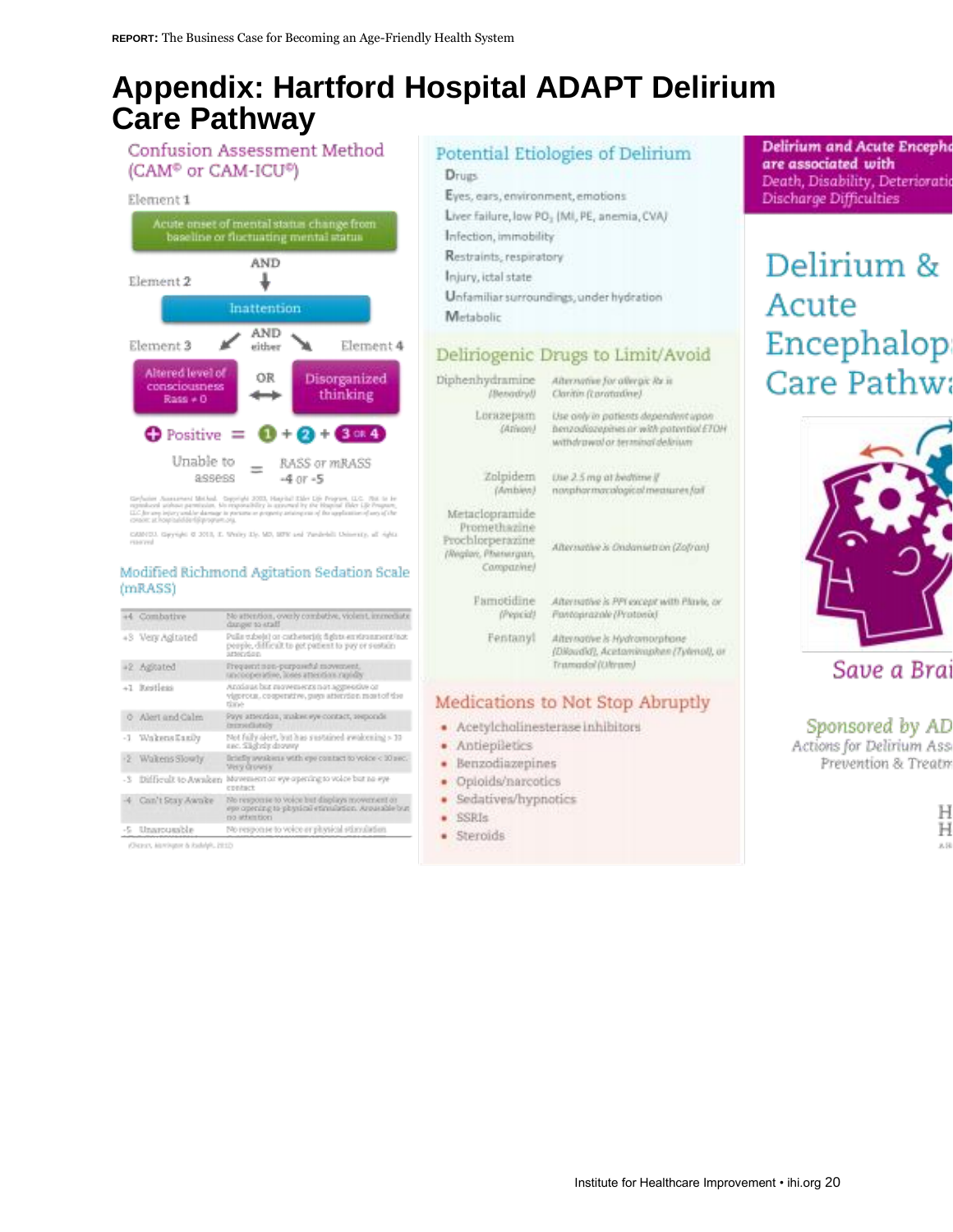# Appendix: Hartford Hospital ADAPT Delirium Care Pathway

## Confusion Assessment Method (CAM© or CAM-ICU©)

Element 1

Acute onset of mental status change from baseline or fluctuating mental status

AND

Element 2

Inattention

AND either

Element 3

Altered level of consciousness Rass ≠ 0

OR

Element 4

Disorganized thinking

Positive = 1 + 2 + 3 or 4

Unable to assess = RASS or mRASS -4 or -5

Confusion Assessment Method. Copyright 2003, Hospital Elder Life Program, LLC. Not to be reproduced without permission. No responsibility is assumed by the Hospital Elder Life Program, LLC for any injury and/or damage to persons or property arising out of the application of any of the content at hospitalelderlifeprogram.org.

CAM-ICU. Copyright © 2013, E. Wesley Ely, MD, MPH and Vanderbilt University, all rights reserved

## Modified Richmond Agitation Sedation Scale (mRASS)

| | | |
|---|---|---|
| +4 | Combative | No attention, overly combative, violent, immediate danger to staff |
| +3 | Very Agitated | Pulls tube(s) or catheter(s); fights environment not people, difficult to get patient to pay or sustain attention |
| +2 | Agitated | Frequent non-purposeful movement, uncooperative, loses attention rapidly |
| +1 | Restless | Anxious but movements not aggressive or vigorous, cooperative, pays attention most of the time |
| 0 | Alert and Calm | Pays attention, makes eye contact, responds immediately |
| -1 | Wakens Easily | Not fully alert, but has sustained awakening > 10 sec. Slightly drowsy |
| -2 | Wakens Slowly | Briefly awakens with eye contact to voice < 10 sec. Very drowsy |
| -3 | Difficult to Awaken | Movement or eye opening to voice but no eye contact |
| -4 | Can't Stay Awake | No response to voice but displays movement or eye opening to physical stimulation. Arousable but no attention |
| -5 | Unarousable | No response to voice or physical stimulation |

(Chester, Harrington & Rudolph, 2012)

## Potential Etiologies of Delirium

- **D**rugs
- **E**yes, ears, environment, emotions
- **L**iver failure, low $PO_2$ (MI, PE, anemia, CVA)
- **I**nfection, immobility
- **R**estraints, respiratory
- **I**njury, ictal state
- **U**nfamiliar surroundings, under hydration
- **M**etabolic

## Deliriogenic Drugs to Limit/Avoid

| | |
|---|---|
| Diphenhydramine *(Benadryl)* | *Alternative for allergic Rx is Claritin (Loratadine)* |
| Lorazepam *(Ativan)* | *Use only in patients dependent upon benzodiazepines or with potential ETOH withdrawal or terminal delirium* |
| Zolpidem *(Ambien)* | *Use 2.5 mg at bedtime if nonpharmacological measures fail* |
| Metaclopramide, Promethazine, Prochlorperazine *(Reglan, Phenergan, Compazine)* | *Alternative is Ondansetron (Zofran)* |
| Famotidine *(Pepcid)* | *Alternative is PPI except with Plavix, or Pantoprazole (Protonix)* |
| Fentanyl | *Alternative is Hydromorphone (Dilaudid), Acetaminophen (Tylenol), or Tramadol (Ultram)* |

## Medications to Not Stop Abruptly

- Acetylcholinesterase inhibitors
- Antiepiletics
- Benzodiazepines
- Opioids/narcotics
- Sedatives/hypnotics
- SSRIs
- Steroids

**Delirium and Acute Encepha... are associated with**
*Death, Disability, Deteriorati... Discharge Difficulties*

# Delirium & Acute Encephalop... Care Pathwa...

Save a Brai...

Sponsored by AD...
Actions for Delirium Ass...
Prevention & Treatm...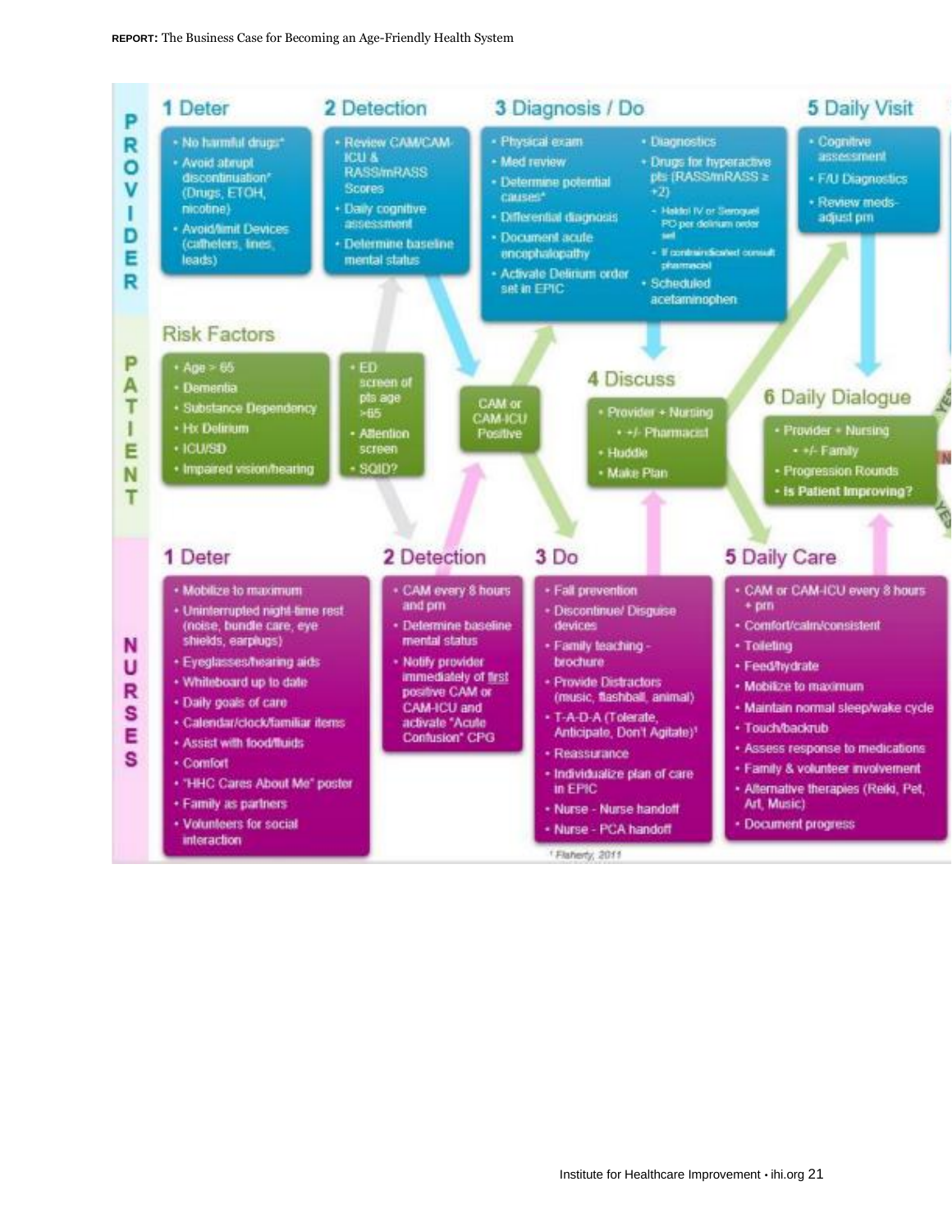PROVIDER

1 Deter
- No harmful drugs*
- Avoid abrupt discontinuation* (Drugs, ETOH, nicotine)
- Avoid/limit Devices (catheters, lines, leads)

2 Detection
- Review CAM/CAM-ICU & RASS/mRASS Scores
- Daily cognitive assessment
- Determine baseline mental status

3 Diagnosis / Do
- Physical exam
- Med review
- Determine potential causes*
- Differential diagnosis
- Document acute encephalopathy
- Activate Delirium order set in EPIC
- Diagnostics
- Drugs for hyperactive pts (RASS/mRASS ≥ +2)
  - Haldol IV or Seroquel PO per delirium order set
  - If contraindicated consult pharmacist
- Scheduled acetaminophen

5 Daily Visit
- Cognitive assessment
- F/U Diagnostics
- Review meds-adjust prn

PATIENT

Risk Factors
- Age > 65
- Dementia
- Substance Dependency
- Hx Delirium
- ICU/SD
- Impaired vision/hearing

- ED screen of pts age >65
- Attention screen
- SQID?

CAM or CAM-ICU Positive

4 Discuss
- Provider + Nursing
  - +/- Pharmacist
- Huddle
- Make Plan

6 Daily Dialogue
- Provider + Nursing
  - +/- Family
- Progression Rounds
- Is Patient Improving?

YES

NO

YES

NURSES

1 Deter
- Mobilize to maximum
- Uninterrupted night-time rest (noise, bundle care, eye shields, earplugs)
- Eyeglasses/hearing aids
- Whiteboard up to date
- Daily goals of care
- Calendar/clock/familiar items
- Assist with food/fluids
- Comfort
- "HHC Cares About Me" poster
- Family as partners
- Volunteers for social interaction

2 Detection
- CAM every 8 hours and prn
- Determine baseline mental status
- Notify provider immediately of first positive CAM or CAM-ICU and activate "Acute Confusion" CPG

3 Do
- Fall prevention
- Discontinue/ Disguise devices
- Family teaching - brochure
- Provide Distractors (music, flashball, animal)
- T-A-D-A (Tolerate, Anticipate, Don't Agitate)[1]
- Reassurance
- Individualize plan of care in EPIC
- Nurse - Nurse handoff
- Nurse - PCA handoff

5 Daily Care
- CAM or CAM-ICU every 8 hours + prn
- Comfort/calm/consistent
- Toileting
- Feed/hydrate
- Mobilize to maximum
- Maintain normal sleep/wake cycle
- Touch/backrub
- Assess response to medications
- Family & volunteer involvement
- Alternative therapies (Reiki, Pet, Art, Music)
- Document progress

[1] Flaherty, 2011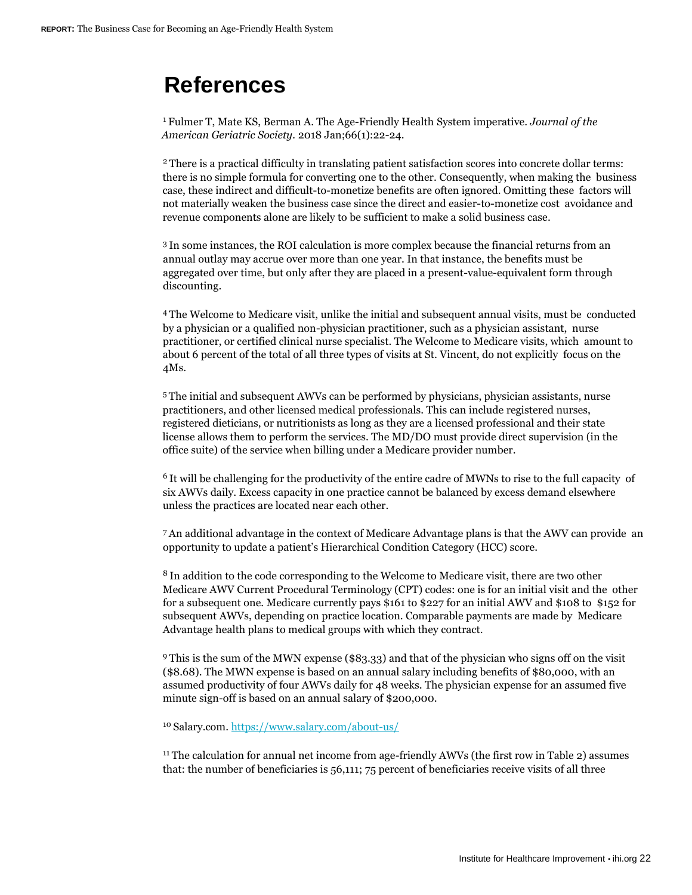# References

[1] Fulmer T, Mate KS, Berman A. The Age-Friendly Health System imperative. *Journal of the American Geriatric Society*. 2018 Jan;66(1):22-24.

[2] There is a practical difficulty in translating patient satisfaction scores into concrete dollar terms: there is no simple formula for converting one to the other. Consequently, when making the business case, these indirect and difficult-to-monetize benefits are often ignored. Omitting these factors will not materially weaken the business case since the direct and easier-to-monetize cost avoidance and revenue components alone are likely to be sufficient to make a solid business case.

[3] In some instances, the ROI calculation is more complex because the financial returns from an annual outlay may accrue over more than one year. In that instance, the benefits must be aggregated over time, but only after they are placed in a present-value-equivalent form through discounting.

[4] The Welcome to Medicare visit, unlike the initial and subsequent annual visits, must be conducted by a physician or a qualified non-physician practitioner, such as a physician assistant, nurse practitioner, or certified clinical nurse specialist. The Welcome to Medicare visits, which amount to about 6 percent of the total of all three types of visits at St. Vincent, do not explicitly focus on the 4Ms.

[5] The initial and subsequent AWVs can be performed by physicians, physician assistants, nurse practitioners, and other licensed medical professionals. This can include registered nurses, registered dieticians, or nutritionists as long as they are a licensed professional and their state license allows them to perform the services. The MD/DO must provide direct supervision (in the office suite) of the service when billing under a Medicare provider number.

[6] It will be challenging for the productivity of the entire cadre of MWNs to rise to the full capacity of six AWVs daily. Excess capacity in one practice cannot be balanced by excess demand elsewhere unless the practices are located near each other.

[7] An additional advantage in the context of Medicare Advantage plans is that the AWV can provide an opportunity to update a patient's Hierarchical Condition Category (HCC) score.

[8] In addition to the code corresponding to the Welcome to Medicare visit, there are two other Medicare AWV Current Procedural Terminology (CPT) codes: one is for an initial visit and the other for a subsequent one. Medicare currently pays $161 to $227 for an initial AWV and $108 to $152 for subsequent AWVs, depending on practice location. Comparable payments are made by Medicare Advantage health plans to medical groups with which they contract.

[9] This is the sum of the MWN expense ($83.33) and that of the physician who signs off on the visit ($8.68). The MWN expense is based on an annual salary including benefits of $80,000, with an assumed productivity of four AWVs daily for 48 weeks. The physician expense for an assumed five minute sign-off is based on an annual salary of $200,000.

[10] Salary.com. https://www.salary.com/about-us/

[11] The calculation for annual net income from age-friendly AWVs (the first row in Table 2) assumes that: the number of beneficiaries is 56,111; 75 percent of beneficiaries receive visits of all three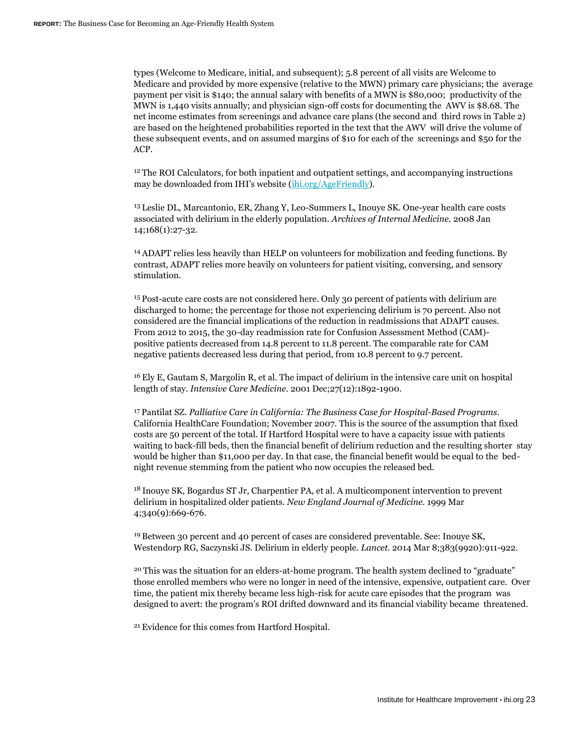types (Welcome to Medicare, initial, and subsequent); 5.8 percent of all visits are Welcome to Medicare and provided by more expensive (relative to the MWN) primary care physicians; the average payment per visit is $140; the annual salary with benefits of a MWN is $80,000; productivity of the MWN is 1,440 visits annually; and physician sign-off costs for documenting the AWV is $8.68. The net income estimates from screenings and advance care plans (the second and third rows in Table 2) are based on the heightened probabilities reported in the text that the AWV will drive the volume of these subsequent events, and on assumed margins of $10 for each of the screenings and $50 for the ACP.

[12] The ROI Calculators, for both inpatient and outpatient settings, and accompanying instructions may be downloaded from IHI's website (ihi.org/AgeFriendly).

[13] Leslie DL, Marcantonio, ER, Zhang Y, Leo-Summers L, Inouye SK. One-year health care costs associated with delirium in the elderly population. *Archives of Internal Medicine.* 2008 Jan 14;168(1):27-32.

[14] ADAPT relies less heavily than HELP on volunteers for mobilization and feeding functions. By contrast, ADAPT relies more heavily on volunteers for patient visiting, conversing, and sensory stimulation.

[15] Post-acute care costs are not considered here. Only 30 percent of patients with delirium are discharged to home; the percentage for those not experiencing delirium is 70 percent. Also not considered are the financial implications of the reduction in readmissions that ADAPT causes. From 2012 to 2015, the 30-day readmission rate for Confusion Assessment Method (CAM)-positive patients decreased from 14.8 percent to 11.8 percent. The comparable rate for CAM negative patients decreased less during that period, from 10.8 percent to 9.7 percent.

[16] Ely E, Gautam S, Margolin R, et al. The impact of delirium in the intensive care unit on hospital length of stay. *Intensive Care Medicine.* 2001 Dec;27(12):1892-1900.

[17] Pantilat SZ. *Palliative Care in California: The Business Case for Hospital-Based Programs.* California HealthCare Foundation; November 2007. This is the source of the assumption that fixed costs are 50 percent of the total. If Hartford Hospital were to have a capacity issue with patients waiting to back-fill beds, then the financial benefit of delirium reduction and the resulting shorter stay would be higher than $11,000 per day. In that case, the financial benefit would be equal to the bed-night revenue stemming from the patient who now occupies the released bed.

[18] Inouye SK, Bogardus ST Jr, Charpentier PA, et al. A multicomponent intervention to prevent delirium in hospitalized older patients. *New England Journal of Medicine.* 1999 Mar 4;340(9):669-676.

[19] Between 30 percent and 40 percent of cases are considered preventable. See: Inouye SK, Westendorp RG, Saczynski JS. Delirium in elderly people. *Lancet*. 2014 Mar 8;383(9920):911-922.

[20] This was the situation for an elders-at-home program. The health system declined to "graduate" those enrolled members who were no longer in need of the intensive, expensive, outpatient care. Over time, the patient mix thereby became less high-risk for acute care episodes that the program was designed to avert: the program's ROI drifted downward and its financial viability became threatened.

[21] Evidence for this comes from Hartford Hospital.